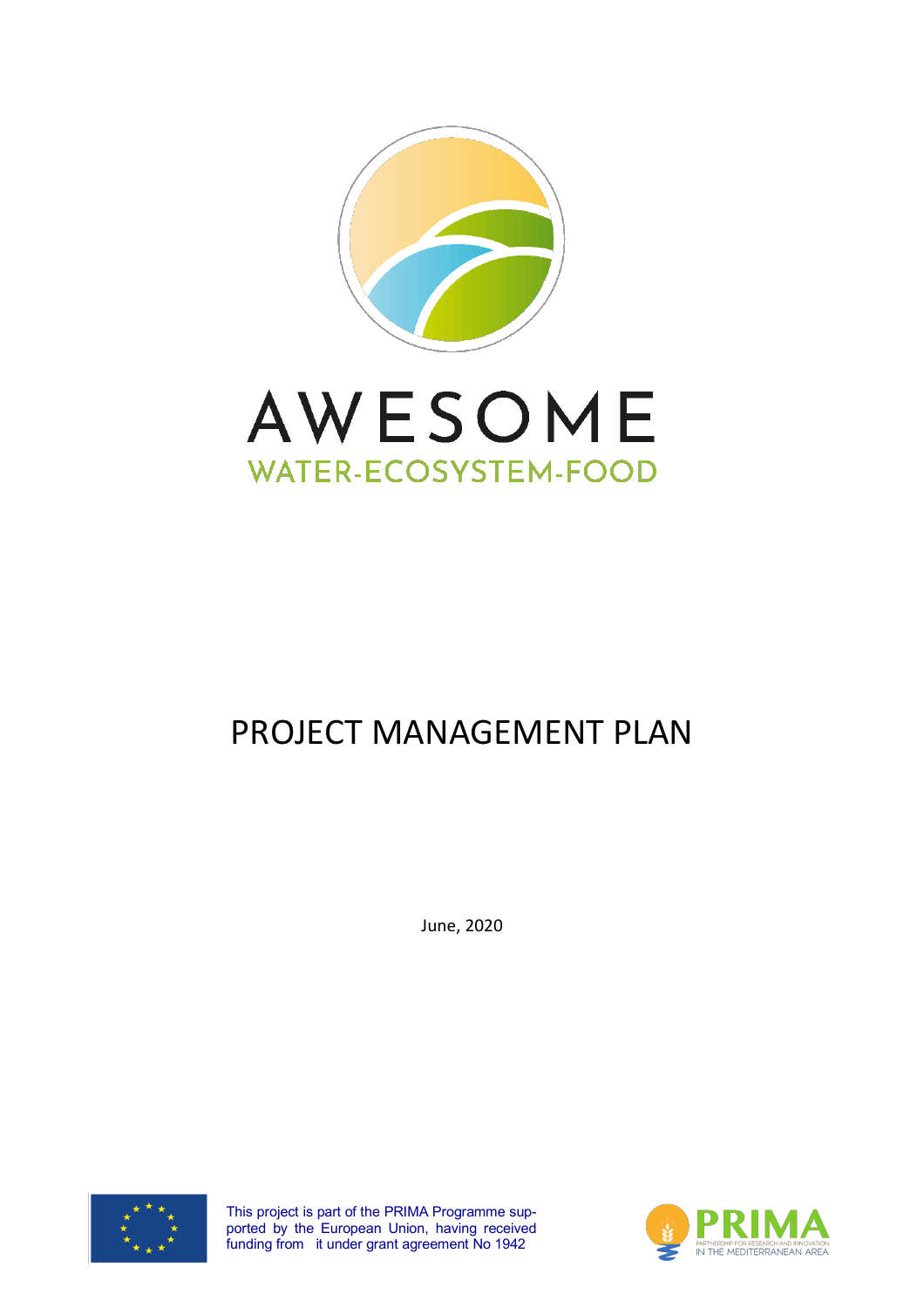AWESOME

WATER-ECOSYSTEM-FOOD

# PROJECT MANAGEMENT PLAN

June, 2020

This project is part of the PRIMA Programme supported by the European Union, having received funding from it under grant agreement No 1942

PRIMA PARTNERSHIP FOR RESEARCH AND INNOVATION IN THE MEDITERRANEAN AREA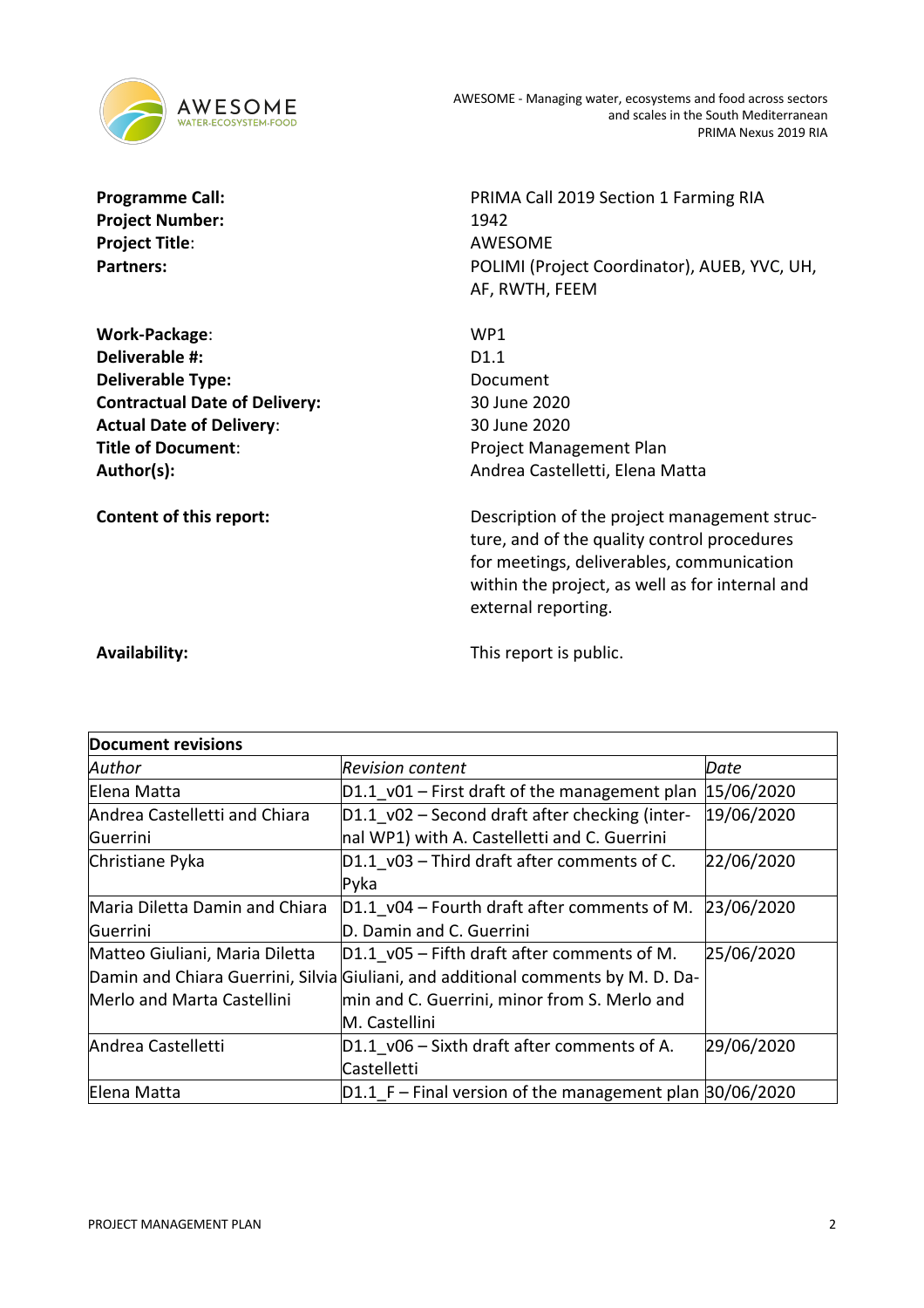| | |
|---|---|
| **Programme Call:** | PRIMA Call 2019 Section 1 Farming RIA |
| **Project Number:** | 1942 |
| **Project Title**: | AWESOME |
| **Partners:** | POLIMI (Project Coordinator), AUEB, YVC, UH, AF, RWTH, FEEM |

| | |
|---|---|
| **Work-Package**: | WP1 |
| **Deliverable #:** | D1.1 |
| **Deliverable Type:** | Document |
| **Contractual Date of Delivery:** | 30 June 2020 |
| **Actual Date of Delivery**: | 30 June 2020 |
| **Title of Document**: | Project Management Plan |
| **Author(s):** | Andrea Castelletti, Elena Matta |
| **Content of this report:** | Description of the project management structure, and of the quality control procedures for meetings, deliverables, communication within the project, as well as for internal and external reporting. |
| **Availability:** | This report is public. |

| **Document revisions** | | |
|---|---|---|
| *Author* | *Revision content* | *Date* |
| Elena Matta | D1.1_v01 – First draft of the management plan | 15/06/2020 |
| Andrea Castelletti and Chiara Guerrini | D1.1_v02 – Second draft after checking (internal WP1) with A. Castelletti and C. Guerrini | 19/06/2020 |
| Christiane Pyka | D1.1_v03 – Third draft after comments of C. Pyka | 22/06/2020 |
| Maria Diletta Damin and Chiara Guerrini | D1.1_v04 – Fourth draft after comments of M. D. Damin and C. Guerrini | 23/06/2020 |
| Matteo Giuliani, Maria Diletta Damin and Chiara Guerrini, Silvia Merlo and Marta Castellini | D1.1_v05 – Fifth draft after comments of M. Giuliani, and additional comments by M. D. Damin and C. Guerrini, minor from S. Merlo and M. Castellini | 25/06/2020 |
| Andrea Castelletti | D1.1_v06 – Sixth draft after comments of A. Castelletti | 29/06/2020 |
| Elena Matta | D1.1_F – Final version of the management plan | 30/06/2020 |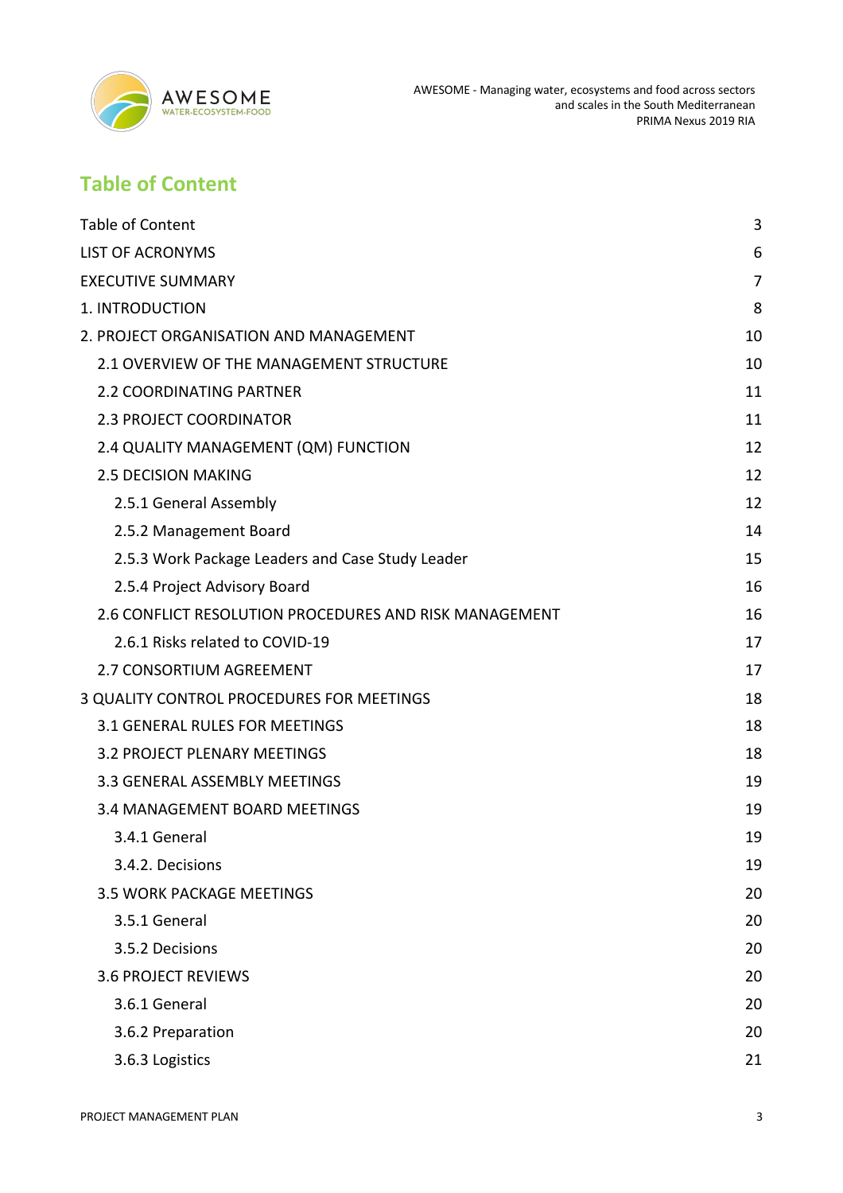# Table of Content

| | |
|---|---|
| Table of Content | 3 |
| LIST OF ACRONYMS | 6 |
| EXECUTIVE SUMMARY | 7 |
| 1. INTRODUCTION | 8 |
| 2. PROJECT ORGANISATION AND MANAGEMENT | 10 |
| 2.1 OVERVIEW OF THE MANAGEMENT STRUCTURE | 10 |
| 2.2 COORDINATING PARTNER | 11 |
| 2.3 PROJECT COORDINATOR | 11 |
| 2.4 QUALITY MANAGEMENT (QM) FUNCTION | 12 |
| 2.5 DECISION MAKING | 12 |
| 2.5.1 General Assembly | 12 |
| 2.5.2 Management Board | 14 |
| 2.5.3 Work Package Leaders and Case Study Leader | 15 |
| 2.5.4 Project Advisory Board | 16 |
| 2.6 CONFLICT RESOLUTION PROCEDURES AND RISK MANAGEMENT | 16 |
| 2.6.1 Risks related to COVID-19 | 17 |
| 2.7 CONSORTIUM AGREEMENT | 17 |
| 3 QUALITY CONTROL PROCEDURES FOR MEETINGS | 18 |
| 3.1 GENERAL RULES FOR MEETINGS | 18 |
| 3.2 PROJECT PLENARY MEETINGS | 18 |
| 3.3 GENERAL ASSEMBLY MEETINGS | 19 |
| 3.4 MANAGEMENT BOARD MEETINGS | 19 |
| 3.4.1 General | 19 |
| 3.4.2. Decisions | 19 |
| 3.5 WORK PACKAGE MEETINGS | 20 |
| 3.5.1 General | 20 |
| 3.5.2 Decisions | 20 |
| 3.6 PROJECT REVIEWS | 20 |
| 3.6.1 General | 20 |
| 3.6.2 Preparation | 20 |
| 3.6.3 Logistics | 21 |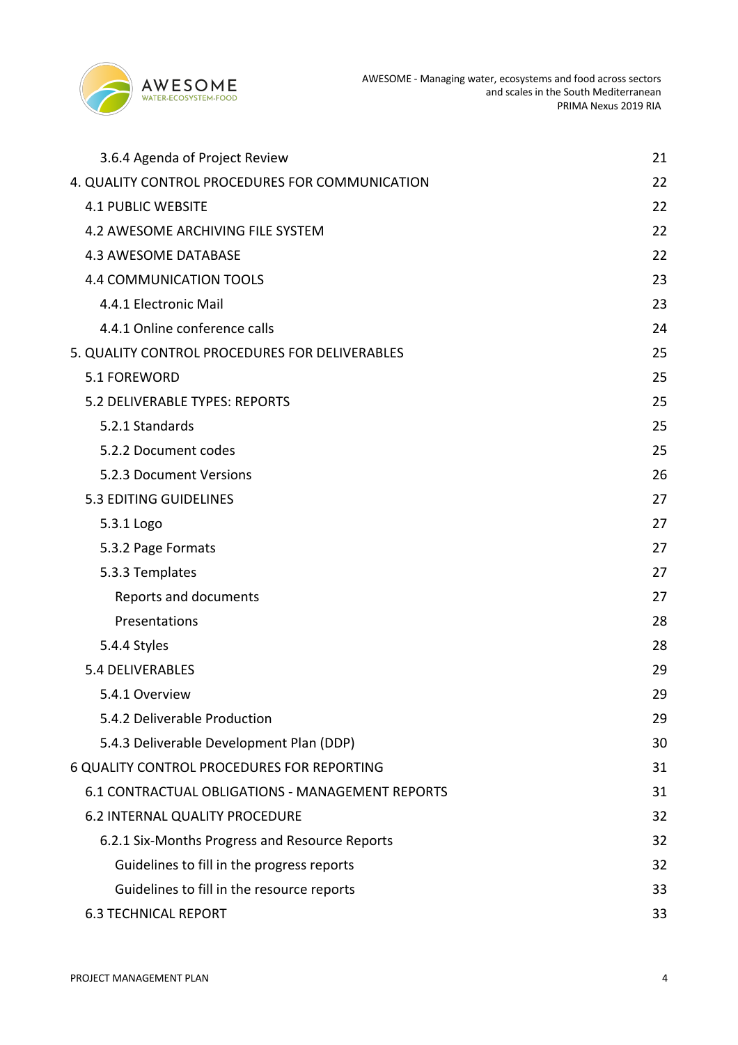| | |
|---|---|
| 3.6.4 Agenda of Project Review | 21 |
| 4. QUALITY CONTROL PROCEDURES FOR COMMUNICATION | 22 |
| 4.1 PUBLIC WEBSITE | 22 |
| 4.2 AWESOME ARCHIVING FILE SYSTEM | 22 |
| 4.3 AWESOME DATABASE | 22 |
| 4.4 COMMUNICATION TOOLS | 23 |
| 4.4.1 Electronic Mail | 23 |
| 4.4.1 Online conference calls | 24 |
| 5. QUALITY CONTROL PROCEDURES FOR DELIVERABLES | 25 |
| 5.1 FOREWORD | 25 |
| 5.2 DELIVERABLE TYPES: REPORTS | 25 |
| 5.2.1 Standards | 25 |
| 5.2.2 Document codes | 25 |
| 5.2.3 Document Versions | 26 |
| 5.3 EDITING GUIDELINES | 27 |
| 5.3.1 Logo | 27 |
| 5.3.2 Page Formats | 27 |
| 5.3.3 Templates | 27 |
| Reports and documents | 27 |
| Presentations | 28 |
| 5.4.4 Styles | 28 |
| 5.4 DELIVERABLES | 29 |
| 5.4.1 Overview | 29 |
| 5.4.2 Deliverable Production | 29 |
| 5.4.3 Deliverable Development Plan (DDP) | 30 |
| 6 QUALITY CONTROL PROCEDURES FOR REPORTING | 31 |
| 6.1 CONTRACTUAL OBLIGATIONS - MANAGEMENT REPORTS | 31 |
| 6.2 INTERNAL QUALITY PROCEDURE | 32 |
| 6.2.1 Six-Months Progress and Resource Reports | 32 |
| Guidelines to fill in the progress reports | 32 |
| Guidelines to fill in the resource reports | 33 |
| 6.3 TECHNICAL REPORT | 33 |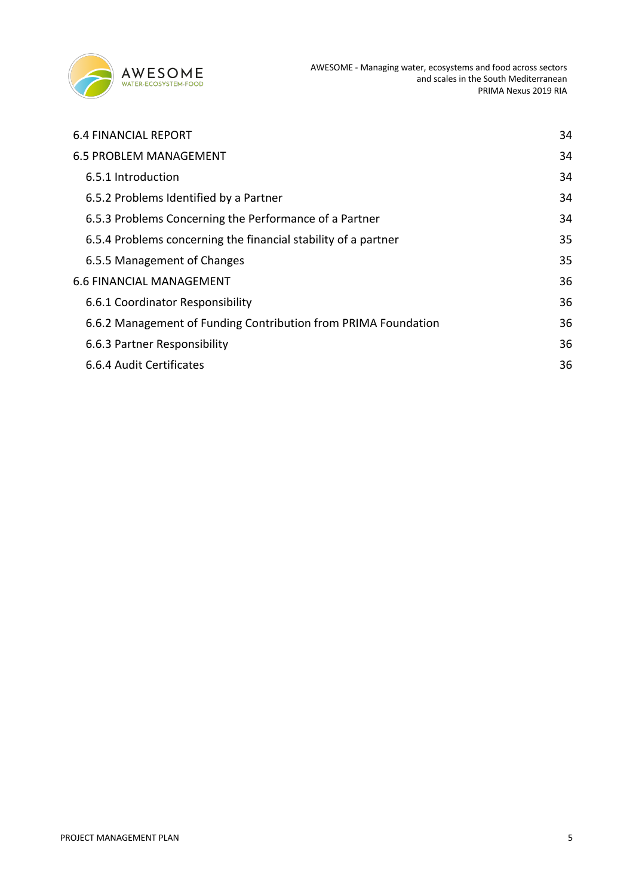| | |
|---|---|
| 6.4 FINANCIAL REPORT | 34 |
| 6.5 PROBLEM MANAGEMENT | 34 |
| 6.5.1 Introduction | 34 |
| 6.5.2 Problems Identified by a Partner | 34 |
| 6.5.3 Problems Concerning the Performance of a Partner | 34 |
| 6.5.4 Problems concerning the financial stability of a partner | 35 |
| 6.5.5 Management of Changes | 35 |
| 6.6 FINANCIAL MANAGEMENT | 36 |
| 6.6.1 Coordinator Responsibility | 36 |
| 6.6.2 Management of Funding Contribution from PRIMA Foundation | 36 |
| 6.6.3 Partner Responsibility | 36 |
| 6.6.4 Audit Certificates | 36 |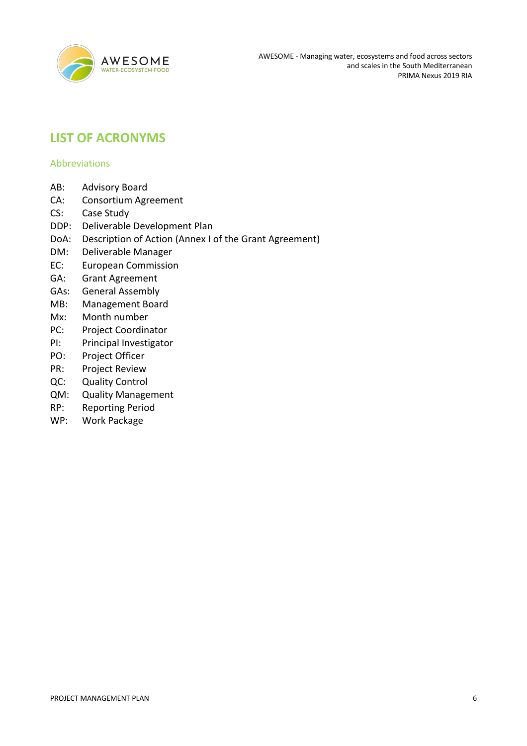## LIST OF ACRONYMS

### Abbreviations

AB: Advisory Board
CA: Consortium Agreement
CS: Case Study
DDP: Deliverable Development Plan
DoA: Description of Action (Annex I of the Grant Agreement)
DM: Deliverable Manager
EC: European Commission
GA: Grant Agreement
GAs: General Assembly
MB: Management Board
Mx: Month number
PC: Project Coordinator
PI: Principal Investigator
PO: Project Officer
PR: Project Review
QC: Quality Control
QM: Quality Management
RP: Reporting Period
WP: Work Package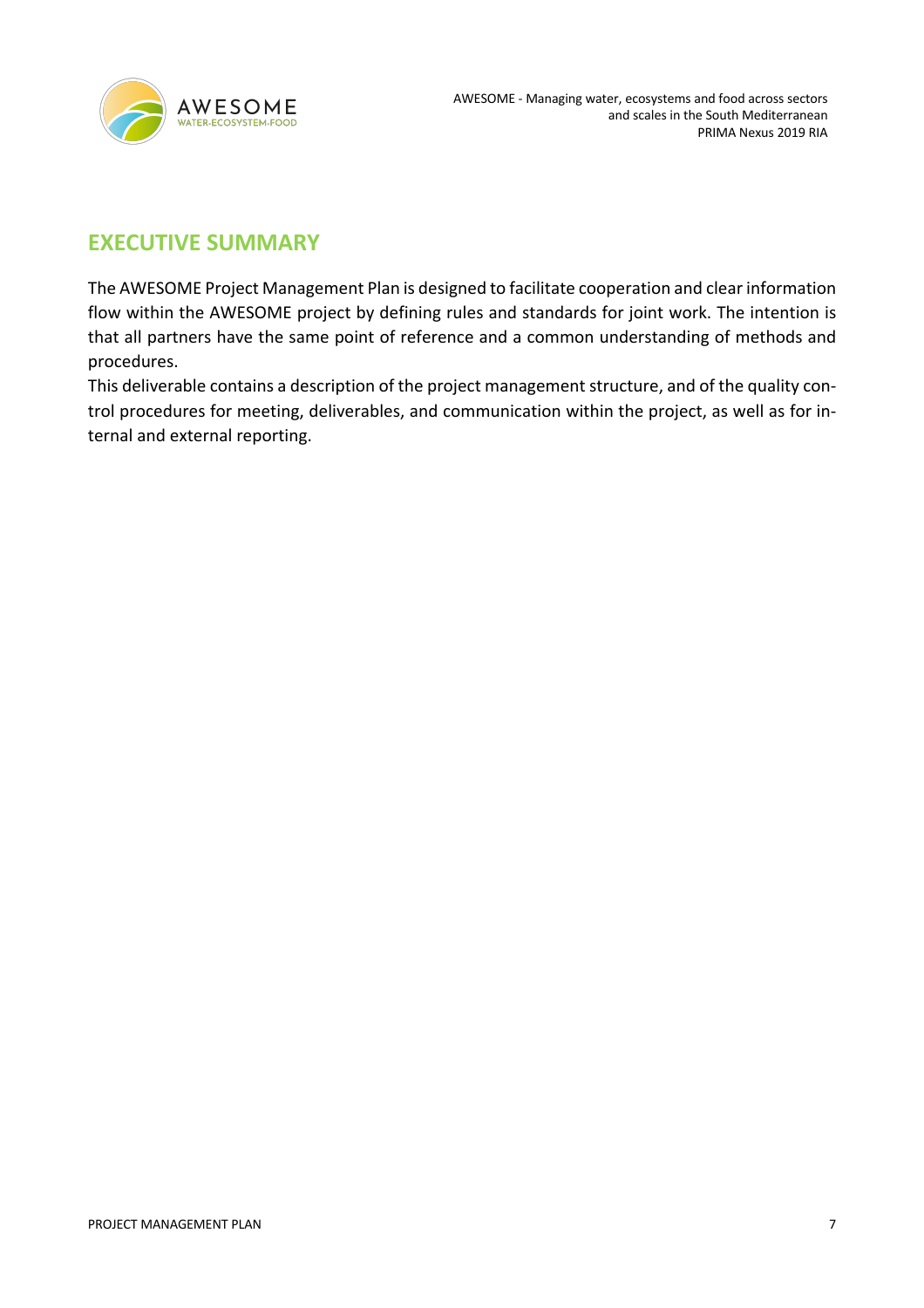# EXECUTIVE SUMMARY

The AWESOME Project Management Plan is designed to facilitate cooperation and clear information flow within the AWESOME project by defining rules and standards for joint work. The intention is that all partners have the same point of reference and a common understanding of methods and procedures.

This deliverable contains a description of the project management structure, and of the quality control procedures for meeting, deliverables, and communication within the project, as well as for internal and external reporting.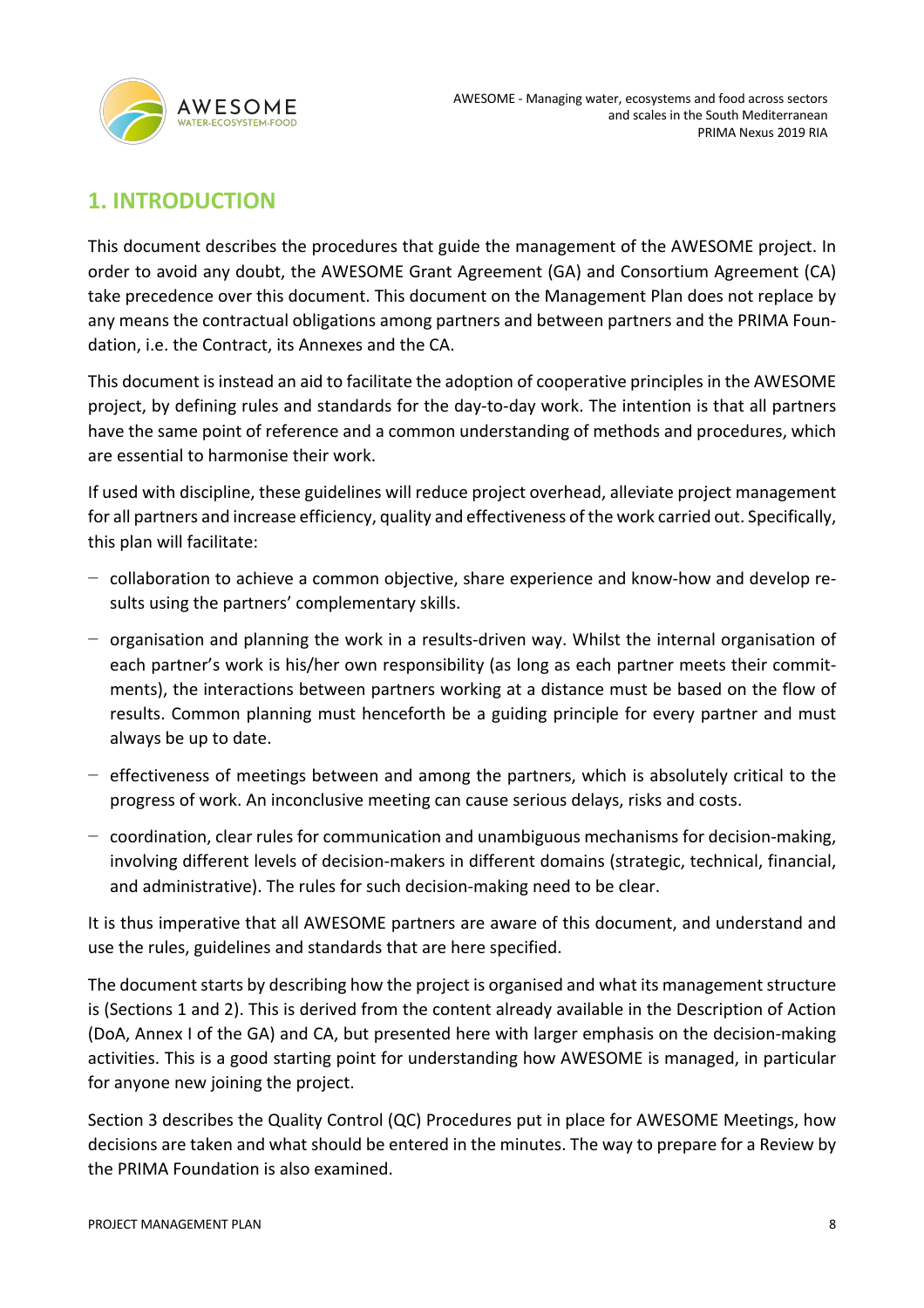# 1. INTRODUCTION

This document describes the procedures that guide the management of the AWESOME project. In order to avoid any doubt, the AWESOME Grant Agreement (GA) and Consortium Agreement (CA) take precedence over this document. This document on the Management Plan does not replace by any means the contractual obligations among partners and between partners and the PRIMA Foundation, i.e. the Contract, its Annexes and the CA.

This document is instead an aid to facilitate the adoption of cooperative principles in the AWESOME project, by defining rules and standards for the day-to-day work. The intention is that all partners have the same point of reference and a common understanding of methods and procedures, which are essential to harmonise their work.

If used with discipline, these guidelines will reduce project overhead, alleviate project management for all partners and increase efficiency, quality and effectiveness of the work carried out. Specifically, this plan will facilitate:

- collaboration to achieve a common objective, share experience and know-how and develop results using the partners' complementary skills.
- organisation and planning the work in a results-driven way. Whilst the internal organisation of each partner's work is his/her own responsibility (as long as each partner meets their commitments), the interactions between partners working at a distance must be based on the flow of results. Common planning must henceforth be a guiding principle for every partner and must always be up to date.
- effectiveness of meetings between and among the partners, which is absolutely critical to the progress of work. An inconclusive meeting can cause serious delays, risks and costs.
- coordination, clear rules for communication and unambiguous mechanisms for decision-making, involving different levels of decision-makers in different domains (strategic, technical, financial, and administrative). The rules for such decision-making need to be clear.

It is thus imperative that all AWESOME partners are aware of this document, and understand and use the rules, guidelines and standards that are here specified.

The document starts by describing how the project is organised and what its management structure is (Sections 1 and 2). This is derived from the content already available in the Description of Action (DoA, Annex I of the GA) and CA, but presented here with larger emphasis on the decision-making activities. This is a good starting point for understanding how AWESOME is managed, in particular for anyone new joining the project.

Section 3 describes the Quality Control (QC) Procedures put in place for AWESOME Meetings, how decisions are taken and what should be entered in the minutes. The way to prepare for a Review by the PRIMA Foundation is also examined.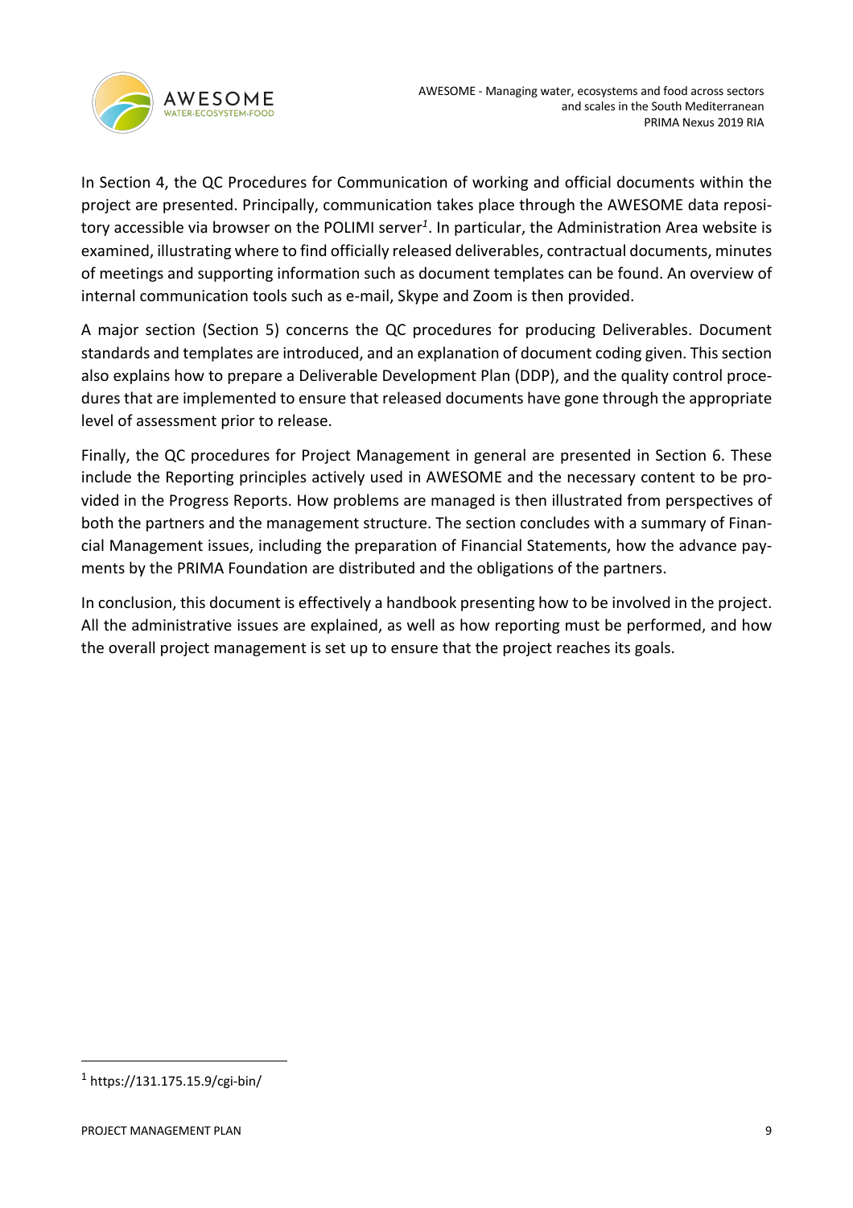In Section 4, the QC Procedures for Communication of working and official documents within the project are presented. Principally, communication takes place through the AWESOME data repository accessible via browser on the POLIMI server[1]. In particular, the Administration Area website is examined, illustrating where to find officially released deliverables, contractual documents, minutes of meetings and supporting information such as document templates can be found. An overview of internal communication tools such as e-mail, Skype and Zoom is then provided.

A major section (Section 5) concerns the QC procedures for producing Deliverables. Document standards and templates are introduced, and an explanation of document coding given. This section also explains how to prepare a Deliverable Development Plan (DDP), and the quality control procedures that are implemented to ensure that released documents have gone through the appropriate level of assessment prior to release.

Finally, the QC procedures for Project Management in general are presented in Section 6. These include the Reporting principles actively used in AWESOME and the necessary content to be provided in the Progress Reports. How problems are managed is then illustrated from perspectives of both the partners and the management structure. The section concludes with a summary of Financial Management issues, including the preparation of Financial Statements, how the advance payments by the PRIMA Foundation are distributed and the obligations of the partners.

In conclusion, this document is effectively a handbook presenting how to be involved in the project. All the administrative issues are explained, as well as how reporting must be performed, and how the overall project management is set up to ensure that the project reaches its goals.

---

[1] https://131.175.15.9/cgi-bin/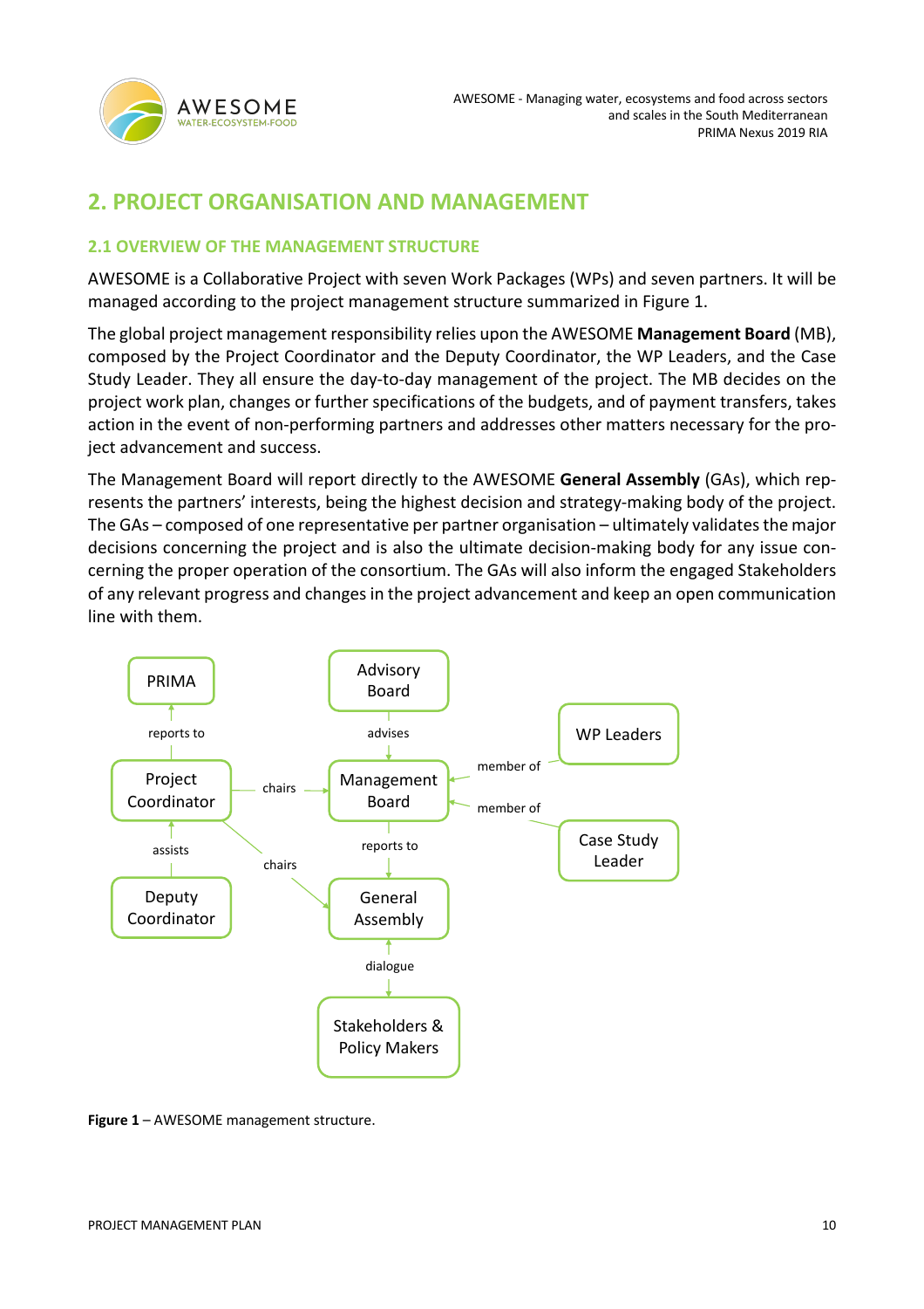# 2. PROJECT ORGANISATION AND MANAGEMENT

## 2.1 OVERVIEW OF THE MANAGEMENT STRUCTURE

AWESOME is a Collaborative Project with seven Work Packages (WPs) and seven partners. It will be managed according to the project management structure summarized in Figure 1.

The global project management responsibility relies upon the AWESOME **Management Board** (MB), composed by the Project Coordinator and the Deputy Coordinator, the WP Leaders, and the Case Study Leader. They all ensure the day-to-day management of the project. The MB decides on the project work plan, changes or further specifications of the budgets, and of payment transfers, takes action in the event of non-performing partners and addresses other matters necessary for the project advancement and success.

The Management Board will report directly to the AWESOME **General Assembly** (GAs), which represents the partners' interests, being the highest decision and strategy-making body of the project. The GAs – composed of one representative per partner organisation – ultimately validates the major decisions concerning the project and is also the ultimate decision-making body for any issue concerning the proper operation of the consortium. The GAs will also inform the engaged Stakeholders of any relevant progress and changes in the project advancement and keep an open communication line with them.

**Figure 1** – AWESOME management structure.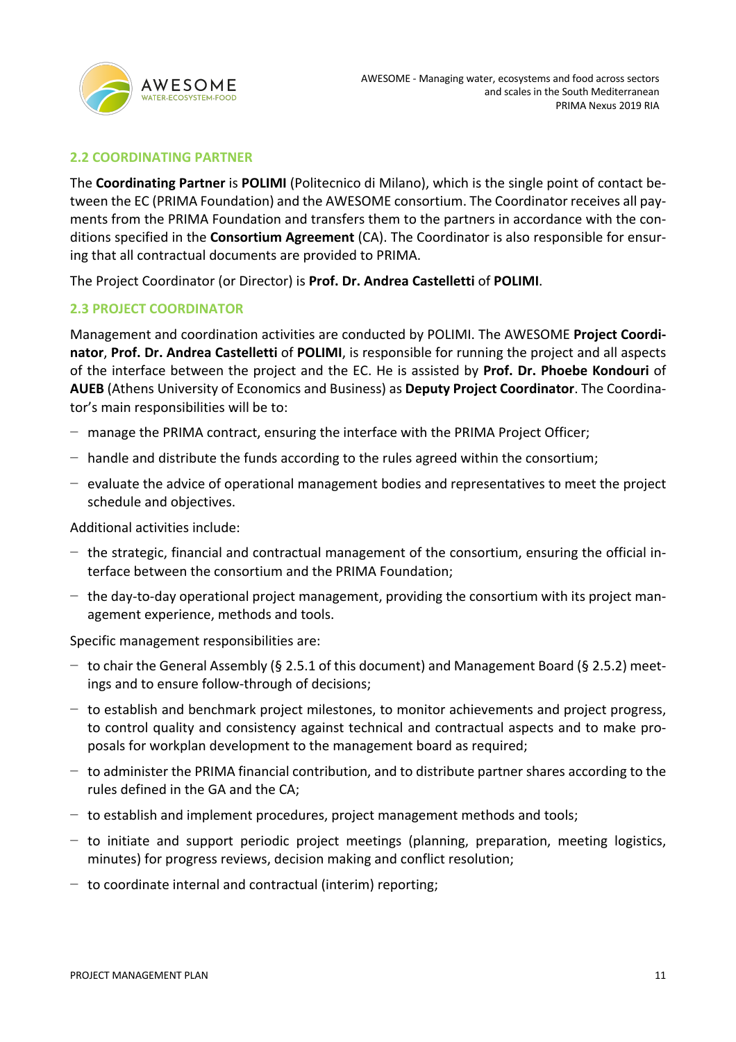## 2.2 COORDINATING PARTNER

The **Coordinating Partner** is **POLIMI** (Politecnico di Milano), which is the single point of contact between the EC (PRIMA Foundation) and the AWESOME consortium. The Coordinator receives all payments from the PRIMA Foundation and transfers them to the partners in accordance with the conditions specified in the **Consortium Agreement** (CA). The Coordinator is also responsible for ensuring that all contractual documents are provided to PRIMA.

The Project Coordinator (or Director) is **Prof. Dr. Andrea Castelletti** of **POLIMI**.

## 2.3 PROJECT COORDINATOR

Management and coordination activities are conducted by POLIMI. The AWESOME **Project Coordinator**, **Prof. Dr. Andrea Castelletti** of **POLIMI**, is responsible for running the project and all aspects of the interface between the project and the EC. He is assisted by **Prof. Dr. Phoebe Kondouri** of **AUEB** (Athens University of Economics and Business) as **Deputy Project Coordinator**. The Coordinator's main responsibilities will be to:

- manage the PRIMA contract, ensuring the interface with the PRIMA Project Officer;
- handle and distribute the funds according to the rules agreed within the consortium;
- evaluate the advice of operational management bodies and representatives to meet the project schedule and objectives.

Additional activities include:

- the strategic, financial and contractual management of the consortium, ensuring the official interface between the consortium and the PRIMA Foundation;
- the day-to-day operational project management, providing the consortium with its project management experience, methods and tools.

Specific management responsibilities are:

- to chair the General Assembly (§ 2.5.1 of this document) and Management Board (§ 2.5.2) meetings and to ensure follow-through of decisions;
- to establish and benchmark project milestones, to monitor achievements and project progress, to control quality and consistency against technical and contractual aspects and to make proposals for workplan development to the management board as required;
- to administer the PRIMA financial contribution, and to distribute partner shares according to the rules defined in the GA and the CA;
- to establish and implement procedures, project management methods and tools;
- to initiate and support periodic project meetings (planning, preparation, meeting logistics, minutes) for progress reviews, decision making and conflict resolution;
- to coordinate internal and contractual (interim) reporting;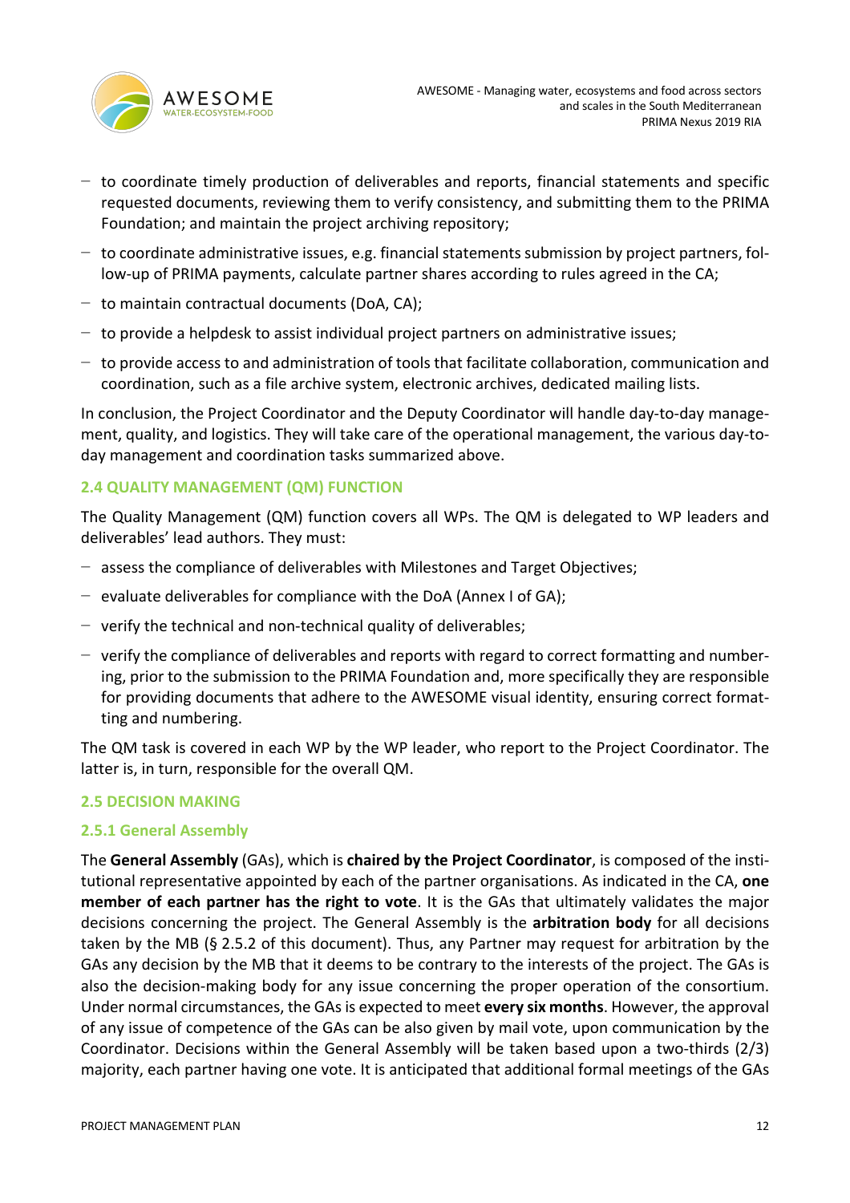- to coordinate timely production of deliverables and reports, financial statements and specific requested documents, reviewing them to verify consistency, and submitting them to the PRIMA Foundation; and maintain the project archiving repository;
- to coordinate administrative issues, e.g. financial statements submission by project partners, follow-up of PRIMA payments, calculate partner shares according to rules agreed in the CA;
- to maintain contractual documents (DoA, CA);
- to provide a helpdesk to assist individual project partners on administrative issues;
- to provide access to and administration of tools that facilitate collaboration, communication and coordination, such as a file archive system, electronic archives, dedicated mailing lists.

In conclusion, the Project Coordinator and the Deputy Coordinator will handle day-to-day management, quality, and logistics. They will take care of the operational management, the various day-to-day management and coordination tasks summarized above.

### 2.4 QUALITY MANAGEMENT (QM) FUNCTION

The Quality Management (QM) function covers all WPs. The QM is delegated to WP leaders and deliverables' lead authors. They must:

- assess the compliance of deliverables with Milestones and Target Objectives;
- evaluate deliverables for compliance with the DoA (Annex I of GA);
- verify the technical and non-technical quality of deliverables;
- verify the compliance of deliverables and reports with regard to correct formatting and numbering, prior to the submission to the PRIMA Foundation and, more specifically they are responsible for providing documents that adhere to the AWESOME visual identity, ensuring correct formatting and numbering.

The QM task is covered in each WP by the WP leader, who report to the Project Coordinator. The latter is, in turn, responsible for the overall QM.

### 2.5 DECISION MAKING

#### 2.5.1 General Assembly

The **General Assembly** (GAs), which is **chaired by the Project Coordinator**, is composed of the institutional representative appointed by each of the partner organisations. As indicated in the CA, **one member of each partner has the right to vote**. It is the GAs that ultimately validates the major decisions concerning the project. The General Assembly is the **arbitration body** for all decisions taken by the MB (§ 2.5.2 of this document). Thus, any Partner may request for arbitration by the GAs any decision by the MB that it deems to be contrary to the interests of the project. The GAs is also the decision-making body for any issue concerning the proper operation of the consortium. Under normal circumstances, the GAs is expected to meet **every six months**. However, the approval of any issue of competence of the GAs can be also given by mail vote, upon communication by the Coordinator. Decisions within the General Assembly will be taken based upon a two-thirds (2/3) majority, each partner having one vote. It is anticipated that additional formal meetings of the GAs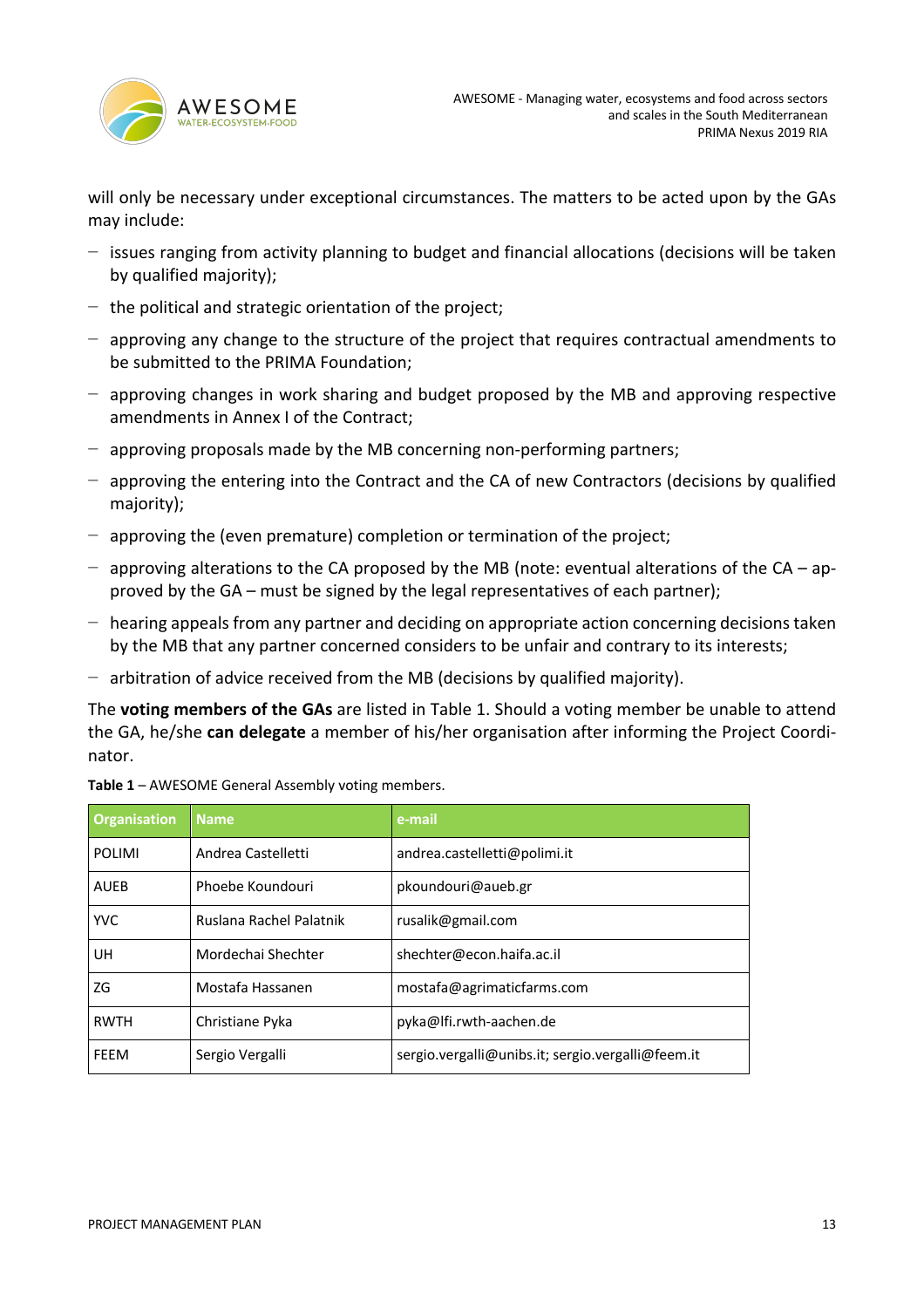will only be necessary under exceptional circumstances. The matters to be acted upon by the GAs may include:

- issues ranging from activity planning to budget and financial allocations (decisions will be taken by qualified majority);
- the political and strategic orientation of the project;
- approving any change to the structure of the project that requires contractual amendments to be submitted to the PRIMA Foundation;
- approving changes in work sharing and budget proposed by the MB and approving respective amendments in Annex I of the Contract;
- approving proposals made by the MB concerning non-performing partners;
- approving the entering into the Contract and the CA of new Contractors (decisions by qualified majority);
- approving the (even premature) completion or termination of the project;
- approving alterations to the CA proposed by the MB (note: eventual alterations of the CA – approved by the GA – must be signed by the legal representatives of each partner);
- hearing appeals from any partner and deciding on appropriate action concerning decisions taken by the MB that any partner concerned considers to be unfair and contrary to its interests;
- arbitration of advice received from the MB (decisions by qualified majority).

The **voting members of the GAs** are listed in Table 1. Should a voting member be unable to attend the GA, he/she **can delegate** a member of his/her organisation after informing the Project Coordinator.

**Table 1** – AWESOME General Assembly voting members.

| Organisation | Name | e-mail |
|---|---|---|
| POLIMI | Andrea Castelletti | andrea.castelletti@polimi.it |
| AUEB | Phoebe Koundouri | pkoundouri@aueb.gr |
| YVC | Ruslana Rachel Palatnik | rusalik@gmail.com |
| UH | Mordechai Shechter | shechter@econ.haifa.ac.il |
| ZG | Mostafa Hassanen | mostafa@agrimaticfarms.com |
| RWTH | Christiane Pyka | pyka@lfi.rwth-aachen.de |
| FEEM | Sergio Vergalli | sergio.vergalli@unibs.it; sergio.vergalli@feem.it |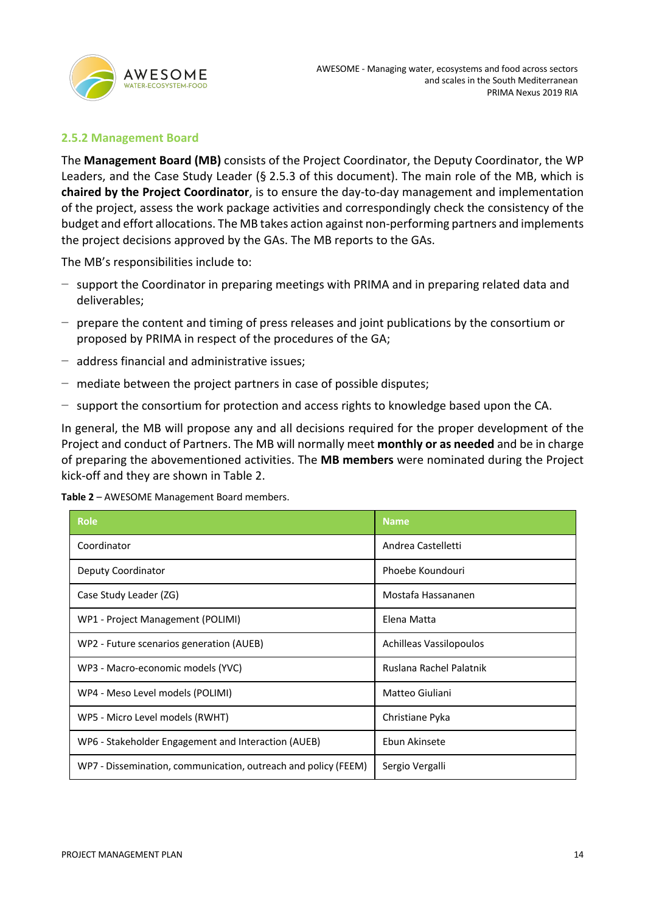### 2.5.2 Management Board

The **Management Board (MB)** consists of the Project Coordinator, the Deputy Coordinator, the WP Leaders, and the Case Study Leader (§ 2.5.3 of this document). The main role of the MB, which is **chaired by the Project Coordinator**, is to ensure the day-to-day management and implementation of the project, assess the work package activities and correspondingly check the consistency of the budget and effort allocations. The MB takes action against non-performing partners and implements the project decisions approved by the GAs. The MB reports to the GAs.

The MB's responsibilities include to:

- support the Coordinator in preparing meetings with PRIMA and in preparing related data and deliverables;
- prepare the content and timing of press releases and joint publications by the consortium or proposed by PRIMA in respect of the procedures of the GA;
- address financial and administrative issues;
- mediate between the project partners in case of possible disputes;
- support the consortium for protection and access rights to knowledge based upon the CA.

In general, the MB will propose any and all decisions required for the proper development of the Project and conduct of Partners. The MB will normally meet **monthly or as needed** and be in charge of preparing the abovementioned activities. The **MB members** were nominated during the Project kick-off and they are shown in Table 2.

**Table 2** – AWESOME Management Board members.

| Role | Name |
| --- | --- |
| Coordinator | Andrea Castelletti |
| Deputy Coordinator | Phoebe Koundouri |
| Case Study Leader (ZG) | Mostafa Hassananen |
| WP1 - Project Management (POLIMI) | Elena Matta |
| WP2 - Future scenarios generation (AUEB) | Achilleas Vassilopoulos |
| WP3 - Macro-economic models (YVC) | Ruslana Rachel Palatnik |
| WP4 - Meso Level models (POLIMI) | Matteo Giuliani |
| WP5 - Micro Level models (RWHT) | Christiane Pyka |
| WP6 - Stakeholder Engagement and Interaction (AUEB) | Ebun Akinsete |
| WP7 - Dissemination, communication, outreach and policy (FEEM) | Sergio Vergalli |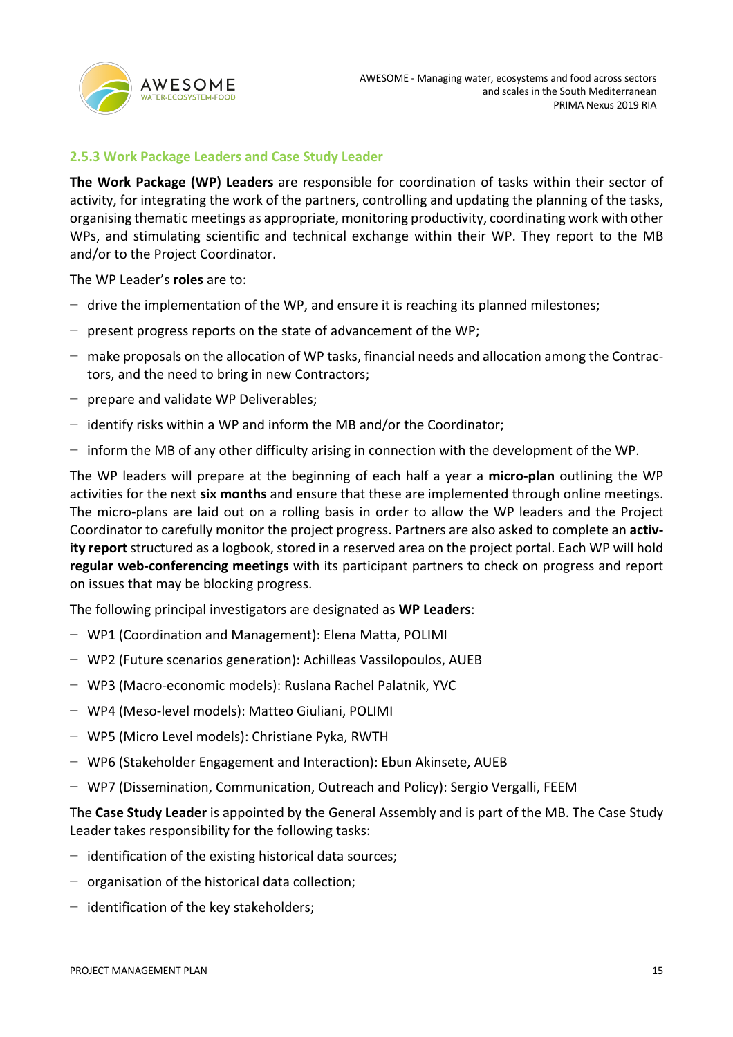### 2.5.3 Work Package Leaders and Case Study Leader

**The Work Package (WP) Leaders** are responsible for coordination of tasks within their sector of activity, for integrating the work of the partners, controlling and updating the planning of the tasks, organising thematic meetings as appropriate, monitoring productivity, coordinating work with other WPs, and stimulating scientific and technical exchange within their WP. They report to the MB and/or to the Project Coordinator.

The WP Leader's **roles** are to:

- drive the implementation of the WP, and ensure it is reaching its planned milestones;
- present progress reports on the state of advancement of the WP;
- make proposals on the allocation of WP tasks, financial needs and allocation among the Contractors, and the need to bring in new Contractors;
- prepare and validate WP Deliverables;
- identify risks within a WP and inform the MB and/or the Coordinator;
- inform the MB of any other difficulty arising in connection with the development of the WP.

The WP leaders will prepare at the beginning of each half a year a **micro-plan** outlining the WP activities for the next **six months** and ensure that these are implemented through online meetings. The micro-plans are laid out on a rolling basis in order to allow the WP leaders and the Project Coordinator to carefully monitor the project progress. Partners are also asked to complete an **activity report** structured as a logbook, stored in a reserved area on the project portal. Each WP will hold **regular web-conferencing meetings** with its participant partners to check on progress and report on issues that may be blocking progress.

The following principal investigators are designated as **WP Leaders**:

- WP1 (Coordination and Management): Elena Matta, POLIMI
- WP2 (Future scenarios generation): Achilleas Vassilopoulos, AUEB
- WP3 (Macro-economic models): Ruslana Rachel Palatnik, YVC
- WP4 (Meso-level models): Matteo Giuliani, POLIMI
- WP5 (Micro Level models): Christiane Pyka, RWTH
- WP6 (Stakeholder Engagement and Interaction): Ebun Akinsete, AUEB
- WP7 (Dissemination, Communication, Outreach and Policy): Sergio Vergalli, FEEM

The **Case Study Leader** is appointed by the General Assembly and is part of the MB. The Case Study Leader takes responsibility for the following tasks:

- identification of the existing historical data sources;
- organisation of the historical data collection;
- identification of the key stakeholders;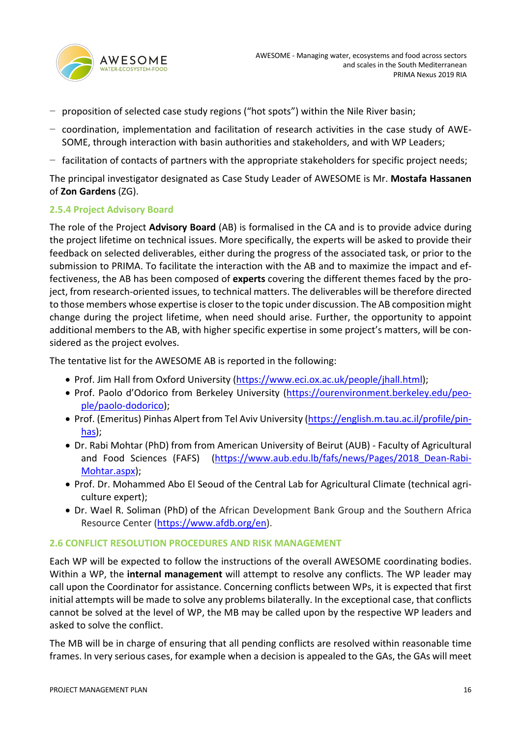- proposition of selected case study regions ("hot spots") within the Nile River basin;
- coordination, implementation and facilitation of research activities in the case study of AWESOME, through interaction with basin authorities and stakeholders, and with WP Leaders;
- facilitation of contacts of partners with the appropriate stakeholders for specific project needs;

The principal investigator designated as Case Study Leader of AWESOME is Mr. **Mostafa Hassanen** of **Zon Gardens** (ZG).

### 2.5.4 Project Advisory Board

The role of the Project **Advisory Board** (AB) is formalised in the CA and is to provide advice during the project lifetime on technical issues. More specifically, the experts will be asked to provide their feedback on selected deliverables, either during the progress of the associated task, or prior to the submission to PRIMA. To facilitate the interaction with the AB and to maximize the impact and effectiveness, the AB has been composed of **experts** covering the different themes faced by the project, from research-oriented issues, to technical matters. The deliverables will be therefore directed to those members whose expertise is closer to the topic under discussion. The AB composition might change during the project lifetime, when need should arise. Further, the opportunity to appoint additional members to the AB, with higher specific expertise in some project's matters, will be considered as the project evolves.

The tentative list for the AWESOME AB is reported in the following:

- Prof. Jim Hall from Oxford University (https://www.eci.ox.ac.uk/people/jhall.html);
- Prof. Paolo d'Odorico from Berkeley University (https://ourenvironment.berkeley.edu/people/paolo-dodorico);
- Prof. (Emeritus) Pinhas Alpert from Tel Aviv University (https://english.m.tau.ac.il/profile/pinhas);
- Dr. Rabi Mohtar (PhD) from from American University of Beirut (AUB) - Faculty of Agricultural and Food Sciences (FAFS) (https://www.aub.edu.lb/fafs/news/Pages/2018_Dean-Rabi-Mohtar.aspx);
- Prof. Dr. Mohammed Abo El Seoud of the Central Lab for Agricultural Climate (technical agriculture expert);
- Dr. Wael R. Soliman (PhD) of the African Development Bank Group and the Southern Africa Resource Center (https://www.afdb.org/en).

## 2.6 CONFLICT RESOLUTION PROCEDURES AND RISK MANAGEMENT

Each WP will be expected to follow the instructions of the overall AWESOME coordinating bodies. Within a WP, the **internal management** will attempt to resolve any conflicts. The WP leader may call upon the Coordinator for assistance. Concerning conflicts between WPs, it is expected that first initial attempts will be made to solve any problems bilaterally. In the exceptional case, that conflicts cannot be solved at the level of WP, the MB may be called upon by the respective WP leaders and asked to solve the conflict.

The MB will be in charge of ensuring that all pending conflicts are resolved within reasonable time frames. In very serious cases, for example when a decision is appealed to the GAs, the GAs will meet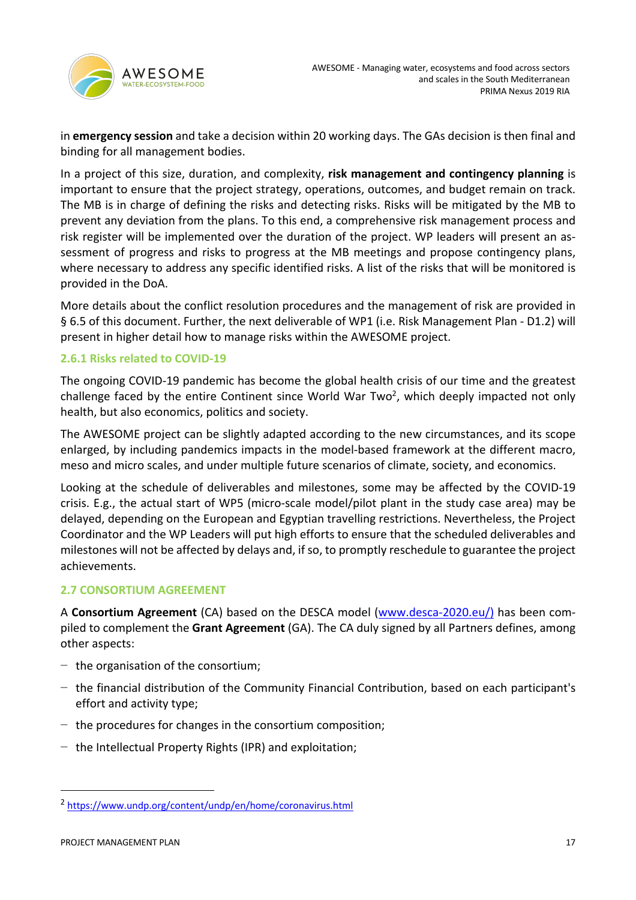in **emergency session** and take a decision within 20 working days. The GAs decision is then final and binding for all management bodies.

In a project of this size, duration, and complexity, **risk management and contingency planning** is important to ensure that the project strategy, operations, outcomes, and budget remain on track. The MB is in charge of defining the risks and detecting risks. Risks will be mitigated by the MB to prevent any deviation from the plans. To this end, a comprehensive risk management process and risk register will be implemented over the duration of the project. WP leaders will present an assessment of progress and risks to progress at the MB meetings and propose contingency plans, where necessary to address any specific identified risks. A list of the risks that will be monitored is provided in the DoA.

More details about the conflict resolution procedures and the management of risk are provided in § 6.5 of this document. Further, the next deliverable of WP1 (i.e. Risk Management Plan - D1.2) will present in higher detail how to manage risks within the AWESOME project.

### 2.6.1 Risks related to COVID-19

The ongoing COVID-19 pandemic has become the global health crisis of our time and the greatest challenge faced by the entire Continent since World War Two[2], which deeply impacted not only health, but also economics, politics and society.

The AWESOME project can be slightly adapted according to the new circumstances, and its scope enlarged, by including pandemics impacts in the model-based framework at the different macro, meso and micro scales, and under multiple future scenarios of climate, society, and economics.

Looking at the schedule of deliverables and milestones, some may be affected by the COVID-19 crisis. E.g., the actual start of WP5 (micro-scale model/pilot plant in the study case area) may be delayed, depending on the European and Egyptian travelling restrictions. Nevertheless, the Project Coordinator and the WP Leaders will put high efforts to ensure that the scheduled deliverables and milestones will not be affected by delays and, if so, to promptly reschedule to guarantee the project achievements.

## 2.7 CONSORTIUM AGREEMENT

A **Consortium Agreement** (CA) based on the DESCA model (www.desca-2020.eu/) has been compiled to complement the **Grant Agreement** (GA). The CA duly signed by all Partners defines, among other aspects:

- the organisation of the consortium;
- the financial distribution of the Community Financial Contribution, based on each participant's effort and activity type;
- the procedures for changes in the consortium composition;
- the Intellectual Property Rights (IPR) and exploitation;

[2] https://www.undp.org/content/undp/en/home/coronavirus.html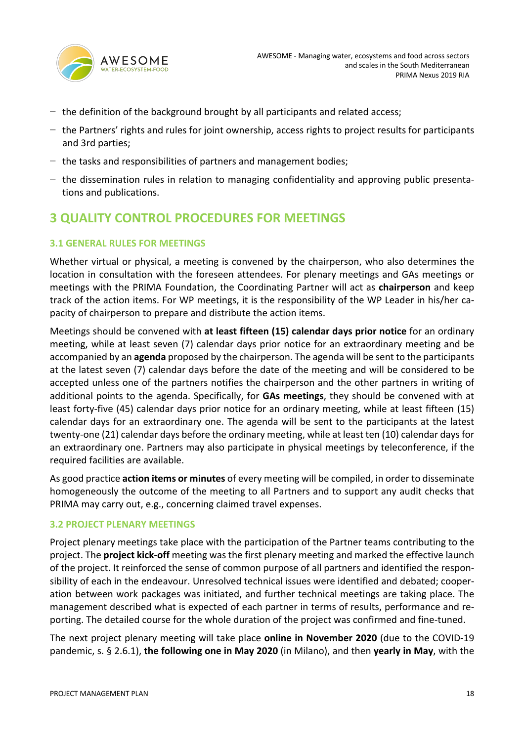- the definition of the background brought by all participants and related access;
- the Partners' rights and rules for joint ownership, access rights to project results for participants and 3rd parties;
- the tasks and responsibilities of partners and management bodies;
- the dissemination rules in relation to managing confidentiality and approving public presentations and publications.

# 3 QUALITY CONTROL PROCEDURES FOR MEETINGS

## 3.1 GENERAL RULES FOR MEETINGS

Whether virtual or physical, a meeting is convened by the chairperson, who also determines the location in consultation with the foreseen attendees. For plenary meetings and GAs meetings or meetings with the PRIMA Foundation, the Coordinating Partner will act as **chairperson** and keep track of the action items. For WP meetings, it is the responsibility of the WP Leader in his/her capacity of chairperson to prepare and distribute the action items.

Meetings should be convened with **at least fifteen (15) calendar days prior notice** for an ordinary meeting, while at least seven (7) calendar days prior notice for an extraordinary meeting and be accompanied by an **agenda** proposed by the chairperson. The agenda will be sent to the participants at the latest seven (7) calendar days before the date of the meeting and will be considered to be accepted unless one of the partners notifies the chairperson and the other partners in writing of additional points to the agenda. Specifically, for **GAs meetings**, they should be convened with at least forty-five (45) calendar days prior notice for an ordinary meeting, while at least fifteen (15) calendar days for an extraordinary one. The agenda will be sent to the participants at the latest twenty-one (21) calendar days before the ordinary meeting, while at least ten (10) calendar days for an extraordinary one. Partners may also participate in physical meetings by teleconference, if the required facilities are available.

As good practice **action items or minutes** of every meeting will be compiled, in order to disseminate homogeneously the outcome of the meeting to all Partners and to support any audit checks that PRIMA may carry out, e.g., concerning claimed travel expenses.

## 3.2 PROJECT PLENARY MEETINGS

Project plenary meetings take place with the participation of the Partner teams contributing to the project. The **project kick-off** meeting was the first plenary meeting and marked the effective launch of the project. It reinforced the sense of common purpose of all partners and identified the responsibility of each in the endeavour. Unresolved technical issues were identified and debated; cooperation between work packages was initiated, and further technical meetings are taking place. The management described what is expected of each partner in terms of results, performance and reporting. The detailed course for the whole duration of the project was confirmed and fine-tuned.

The next project plenary meeting will take place **online in November 2020** (due to the COVID-19 pandemic, s. § 2.6.1), **the following one in May 2020** (in Milano), and then **yearly in May**, with the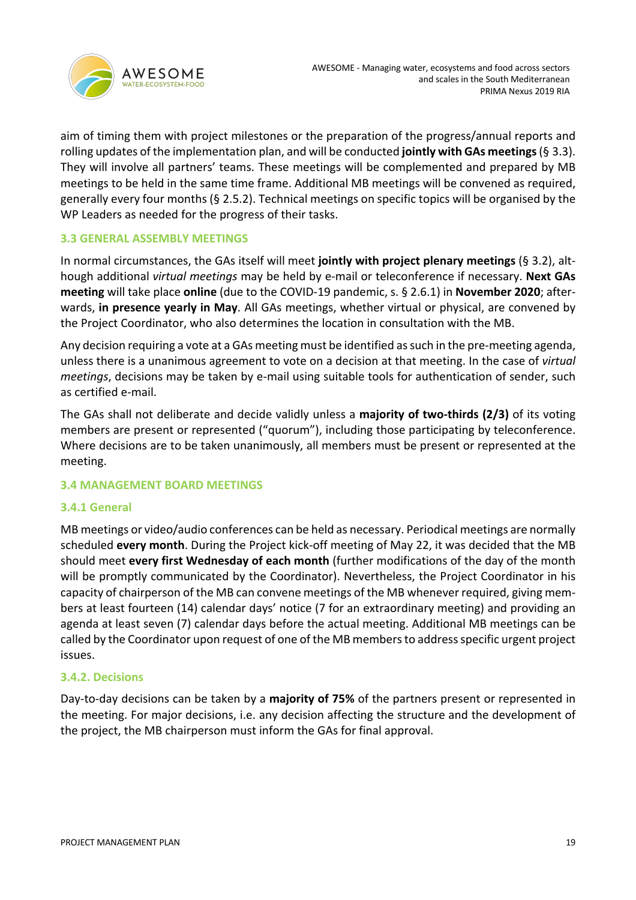aim of timing them with project milestones or the preparation of the progress/annual reports and rolling updates of the implementation plan, and will be conducted **jointly with GAs meetings** (§ 3.3). They will involve all partners' teams. These meetings will be complemented and prepared by MB meetings to be held in the same time frame. Additional MB meetings will be convened as required, generally every four months (§ 2.5.2). Technical meetings on specific topics will be organised by the WP Leaders as needed for the progress of their tasks.

### 3.3 GENERAL ASSEMBLY MEETINGS

In normal circumstances, the GAs itself will meet **jointly with project plenary meetings** (§ 3.2), although additional *virtual meetings* may be held by e-mail or teleconference if necessary. **Next GAs meeting** will take place **online** (due to the COVID-19 pandemic, s. § 2.6.1) in **November 2020**; afterwards, **in presence yearly in May**. All GAs meetings, whether virtual or physical, are convened by the Project Coordinator, who also determines the location in consultation with the MB.

Any decision requiring a vote at a GAs meeting must be identified as such in the pre-meeting agenda, unless there is a unanimous agreement to vote on a decision at that meeting. In the case of *virtual meetings*, decisions may be taken by e-mail using suitable tools for authentication of sender, such as certified e-mail.

The GAs shall not deliberate and decide validly unless a **majority of two-thirds (2/3)** of its voting members are present or represented ("quorum"), including those participating by teleconference. Where decisions are to be taken unanimously, all members must be present or represented at the meeting.

### 3.4 MANAGEMENT BOARD MEETINGS

#### 3.4.1 General

MB meetings or video/audio conferences can be held as necessary. Periodical meetings are normally scheduled **every month**. During the Project kick-off meeting of May 22, it was decided that the MB should meet **every first Wednesday of each month** (further modifications of the day of the month will be promptly communicated by the Coordinator). Nevertheless, the Project Coordinator in his capacity of chairperson of the MB can convene meetings of the MB whenever required, giving members at least fourteen (14) calendar days' notice (7 for an extraordinary meeting) and providing an agenda at least seven (7) calendar days before the actual meeting. Additional MB meetings can be called by the Coordinator upon request of one of the MB members to address specific urgent project issues.

#### 3.4.2. Decisions

Day-to-day decisions can be taken by a **majority of 75%** of the partners present or represented in the meeting. For major decisions, i.e. any decision affecting the structure and the development of the project, the MB chairperson must inform the GAs for final approval.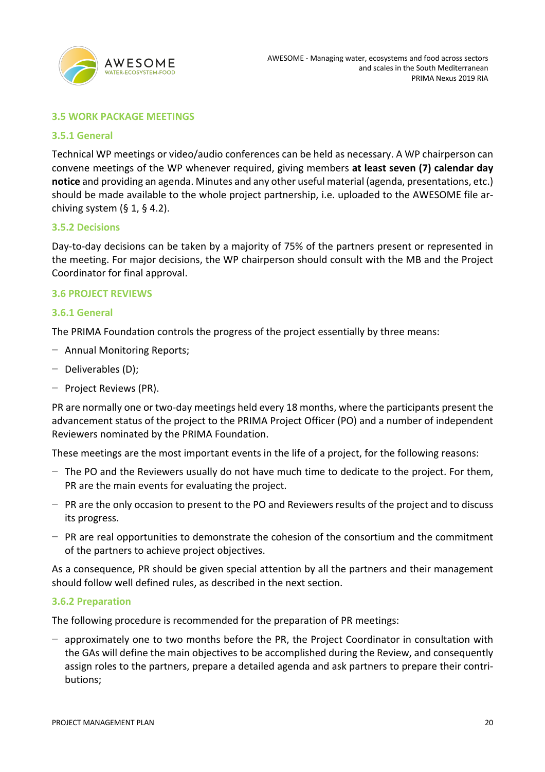### 3.5 WORK PACKAGE MEETINGS

#### 3.5.1 General

Technical WP meetings or video/audio conferences can be held as necessary. A WP chairperson can convene meetings of the WP whenever required, giving members **at least seven (7) calendar day notice** and providing an agenda. Minutes and any other useful material (agenda, presentations, etc.) should be made available to the whole project partnership, i.e. uploaded to the AWESOME file archiving system (§ 1, § 4.2).

#### 3.5.2 Decisions

Day-to-day decisions can be taken by a majority of 75% of the partners present or represented in the meeting. For major decisions, the WP chairperson should consult with the MB and the Project Coordinator for final approval.

### 3.6 PROJECT REVIEWS

#### 3.6.1 General

The PRIMA Foundation controls the progress of the project essentially by three means:

- Annual Monitoring Reports;
- Deliverables (D);
- Project Reviews (PR).

PR are normally one or two-day meetings held every 18 months, where the participants present the advancement status of the project to the PRIMA Project Officer (PO) and a number of independent Reviewers nominated by the PRIMA Foundation.

These meetings are the most important events in the life of a project, for the following reasons:

- The PO and the Reviewers usually do not have much time to dedicate to the project. For them, PR are the main events for evaluating the project.
- PR are the only occasion to present to the PO and Reviewers results of the project and to discuss its progress.
- PR are real opportunities to demonstrate the cohesion of the consortium and the commitment of the partners to achieve project objectives.

As a consequence, PR should be given special attention by all the partners and their management should follow well defined rules, as described in the next section.

#### 3.6.2 Preparation

The following procedure is recommended for the preparation of PR meetings:

- approximately one to two months before the PR, the Project Coordinator in consultation with the GAs will define the main objectives to be accomplished during the Review, and consequently assign roles to the partners, prepare a detailed agenda and ask partners to prepare their contributions;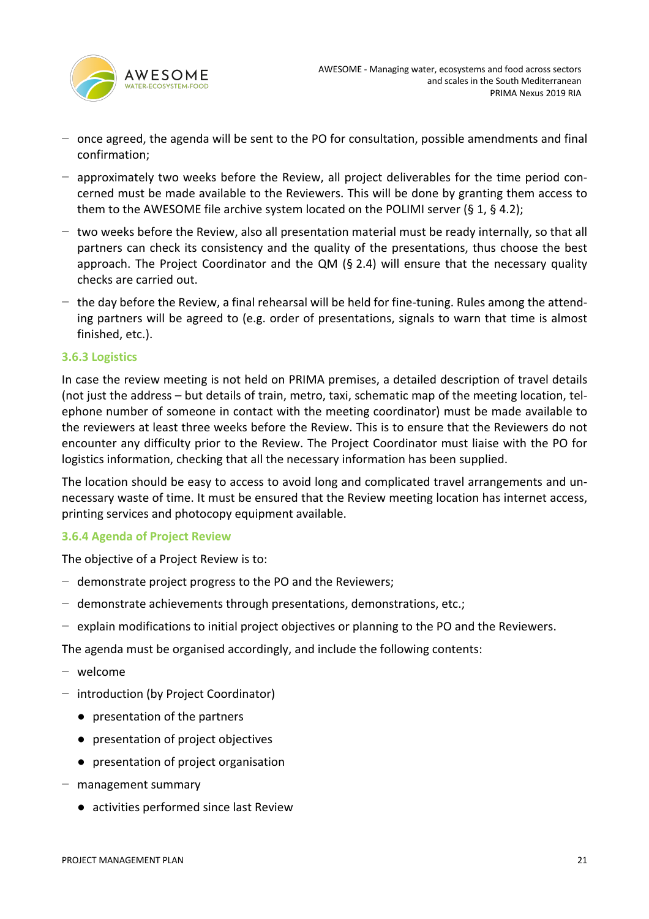- once agreed, the agenda will be sent to the PO for consultation, possible amendments and final confirmation;
- approximately two weeks before the Review, all project deliverables for the time period concerned must be made available to the Reviewers. This will be done by granting them access to them to the AWESOME file archive system located on the POLIMI server (§ 1, § 4.2);
- two weeks before the Review, also all presentation material must be ready internally, so that all partners can check its consistency and the quality of the presentations, thus choose the best approach. The Project Coordinator and the QM (§ 2.4) will ensure that the necessary quality checks are carried out.
- the day before the Review, a final rehearsal will be held for fine-tuning. Rules among the attending partners will be agreed to (e.g. order of presentations, signals to warn that time is almost finished, etc.).

### 3.6.3 Logistics

In case the review meeting is not held on PRIMA premises, a detailed description of travel details (not just the address – but details of train, metro, taxi, schematic map of the meeting location, telephone number of someone in contact with the meeting coordinator) must be made available to the reviewers at least three weeks before the Review. This is to ensure that the Reviewers do not encounter any difficulty prior to the Review. The Project Coordinator must liaise with the PO for logistics information, checking that all the necessary information has been supplied.

The location should be easy to access to avoid long and complicated travel arrangements and unnecessary waste of time. It must be ensured that the Review meeting location has internet access, printing services and photocopy equipment available.

### 3.6.4 Agenda of Project Review

The objective of a Project Review is to:

- demonstrate project progress to the PO and the Reviewers;
- demonstrate achievements through presentations, demonstrations, etc.;
- explain modifications to initial project objectives or planning to the PO and the Reviewers.

The agenda must be organised accordingly, and include the following contents:

- welcome
- introduction (by Project Coordinator)
  - presentation of the partners
  - presentation of project objectives
  - presentation of project organisation
- management summary
  - activities performed since last Review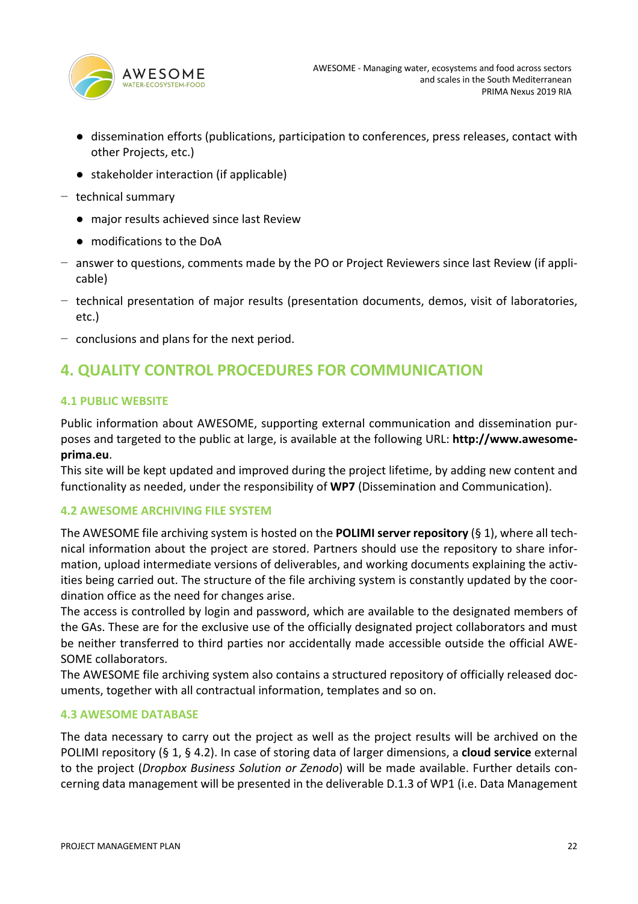- dissemination efforts (publications, participation to conferences, press releases, contact with other Projects, etc.)
    - stakeholder interaction (if applicable)
- technical summary
    - major results achieved since last Review
    - modifications to the DoA
- answer to questions, comments made by the PO or Project Reviewers since last Review (if applicable)
- technical presentation of major results (presentation documents, demos, visit of laboratories, etc.)
- conclusions and plans for the next period.

# 4. QUALITY CONTROL PROCEDURES FOR COMMUNICATION

## 4.1 PUBLIC WEBSITE

Public information about AWESOME, supporting external communication and dissemination purposes and targeted to the public at large, is available at the following URL: **http://www.awesome-prima.eu**.

This site will be kept updated and improved during the project lifetime, by adding new content and functionality as needed, under the responsibility of **WP7** (Dissemination and Communication).

## 4.2 AWESOME ARCHIVING FILE SYSTEM

The AWESOME file archiving system is hosted on the **POLIMI server repository** (§ 1), where all technical information about the project are stored. Partners should use the repository to share information, upload intermediate versions of deliverables, and working documents explaining the activities being carried out. The structure of the file archiving system is constantly updated by the coordination office as the need for changes arise.

The access is controlled by login and password, which are available to the designated members of the GAs. These are for the exclusive use of the officially designated project collaborators and must be neither transferred to third parties nor accidentally made accessible outside the official AWESOME collaborators.

The AWESOME file archiving system also contains a structured repository of officially released documents, together with all contractual information, templates and so on.

## 4.3 AWESOME DATABASE

The data necessary to carry out the project as well as the project results will be archived on the POLIMI repository (§ 1, § 4.2). In case of storing data of larger dimensions, a **cloud service** external to the project (*Dropbox Business Solution or Zenodo*) will be made available. Further details concerning data management will be presented in the deliverable D.1.3 of WP1 (i.e. Data Management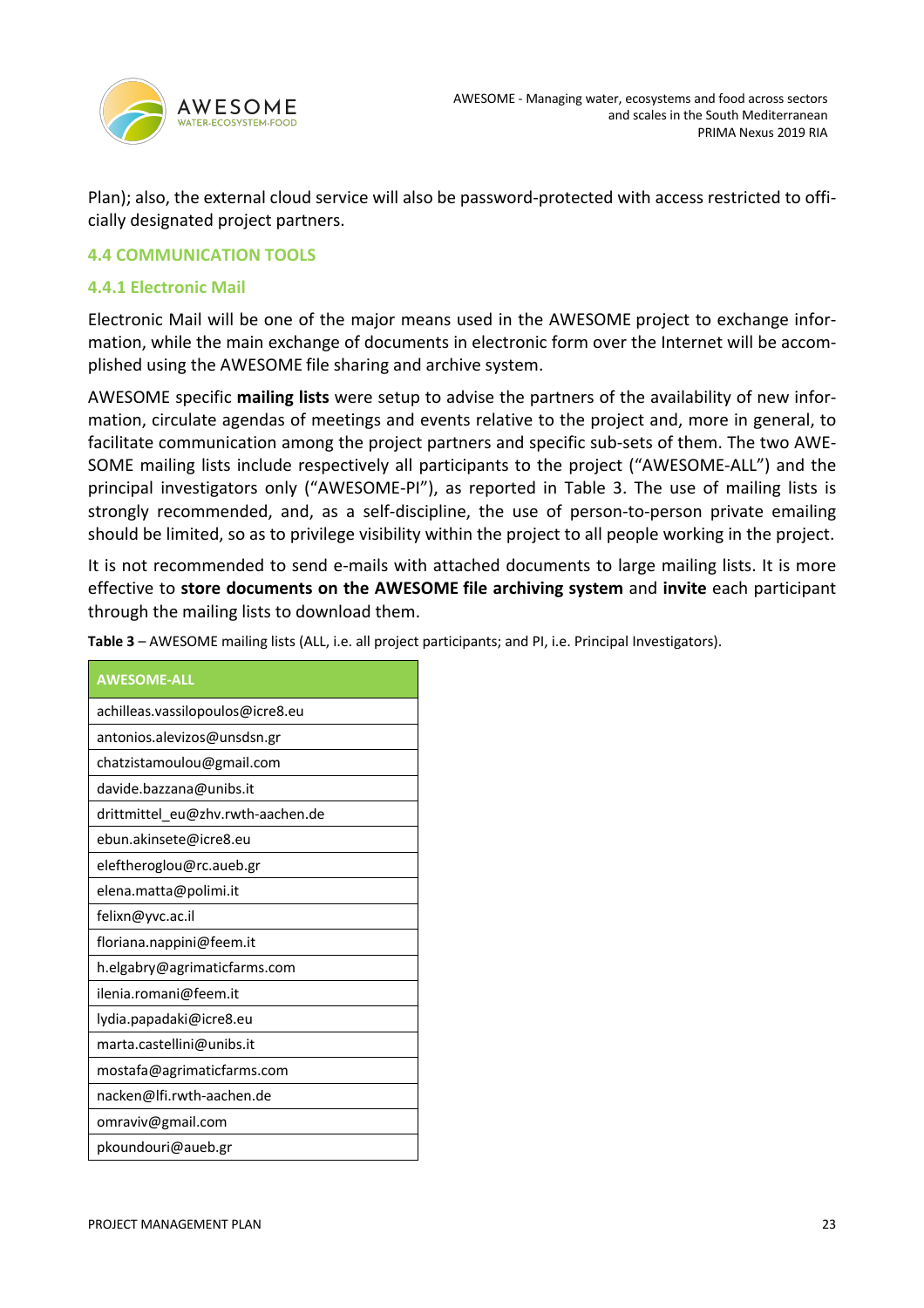Plan); also, the external cloud service will also be password-protected with access restricted to officially designated project partners.

## 4.4 COMMUNICATION TOOLS

### 4.4.1 Electronic Mail

Electronic Mail will be one of the major means used in the AWESOME project to exchange information, while the main exchange of documents in electronic form over the Internet will be accomplished using the AWESOME file sharing and archive system.

AWESOME specific **mailing lists** were setup to advise the partners of the availability of new information, circulate agendas of meetings and events relative to the project and, more in general, to facilitate communication among the project partners and specific sub-sets of them. The two AWESOME mailing lists include respectively all participants to the project ("AWESOME-ALL") and the principal investigators only ("AWESOME-PI"), as reported in Table 3. The use of mailing lists is strongly recommended, and, as a self-discipline, the use of person-to-person private emailing should be limited, so as to privilege visibility within the project to all people working in the project.

It is not recommended to send e-mails with attached documents to large mailing lists. It is more effective to **store documents on the AWESOME file archiving system** and **invite** each participant through the mailing lists to download them.

**Table 3** – AWESOME mailing lists (ALL, i.e. all project participants; and PI, i.e. Principal Investigators).

| AWESOME-ALL |
|---|
| achilleas.vassilopoulos@icre8.eu |
| antonios.alevizos@unsdsn.gr |
| chatzistamoulou@gmail.com |
| davide.bazzana@unibs.it |
| drittmittel_eu@zhv.rwth-aachen.de |
| ebun.akinsete@icre8.eu |
| eleftheroglou@rc.aueb.gr |
| elena.matta@polimi.it |
| felixn@yvc.ac.il |
| floriana.nappini@feem.it |
| h.elgabry@agrimaticfarms.com |
| ilenia.romani@feem.it |
| lydia.papadaki@icre8.eu |
| marta.castellini@unibs.it |
| mostafa@agrimaticfarms.com |
| nacken@lfi.rwth-aachen.de |
| omraviv@gmail.com |
| pkoundouri@aueb.gr |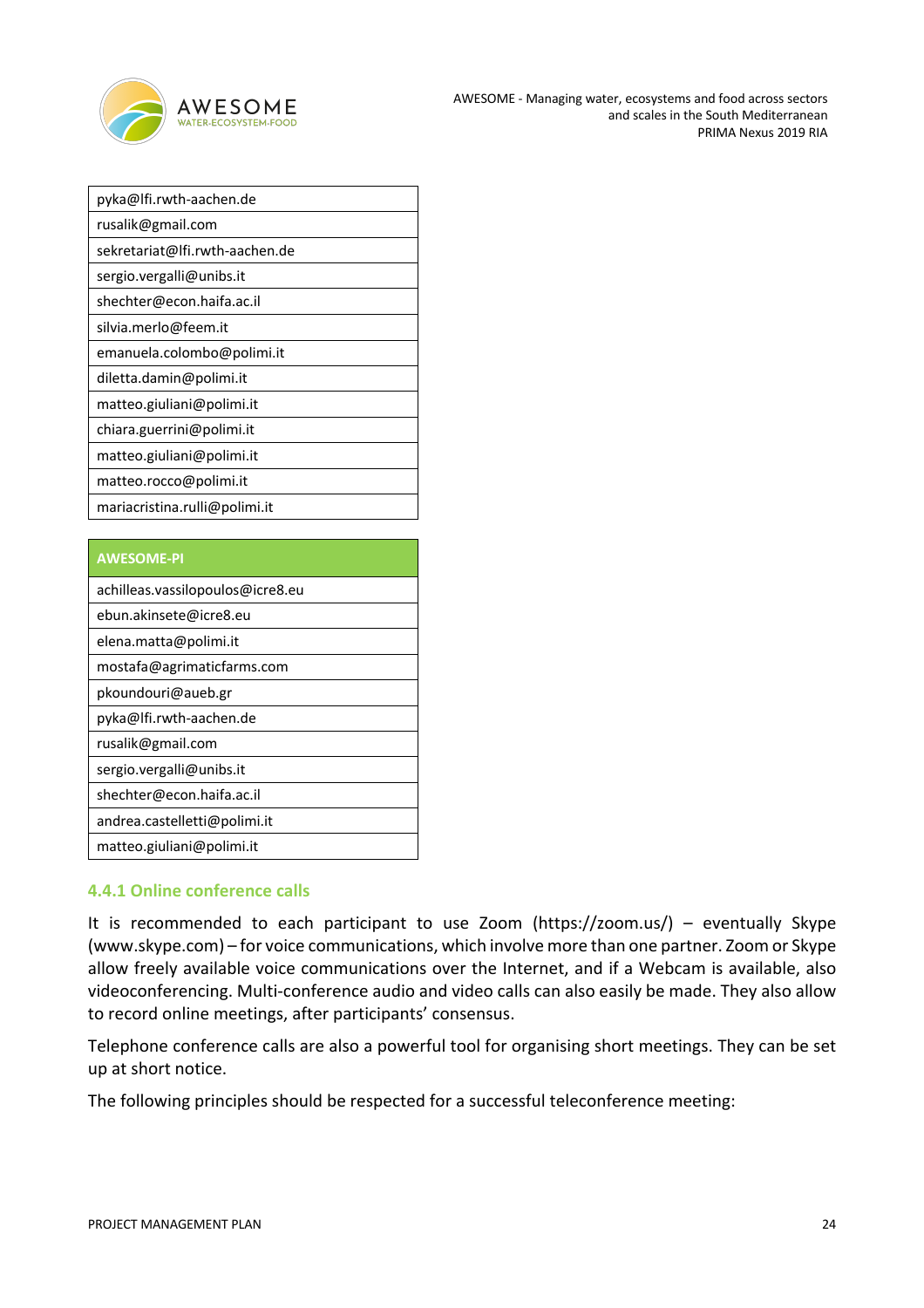| |
|---|
| pyka@lfi.rwth-aachen.de |
| rusalik@gmail.com |
| sekretariat@lfi.rwth-aachen.de |
| sergio.vergalli@unibs.it |
| shechter@econ.haifa.ac.il |
| silvia.merlo@feem.it |
| emanuela.colombo@polimi.it |
| diletta.damin@polimi.it |
| matteo.giuliani@polimi.it |
| chiara.guerrini@polimi.it |
| matteo.giuliani@polimi.it |
| matteo.rocco@polimi.it |
| mariacristina.rulli@polimi.it |

| **AWESOME-PI** |
|---|
| achilleas.vassilopoulos@icre8.eu |
| ebun.akinsete@icre8.eu |
| elena.matta@polimi.it |
| mostafa@agrimaticfarms.com |
| pkoundouri@aueb.gr |
| pyka@lfi.rwth-aachen.de |
| rusalik@gmail.com |
| sergio.vergalli@unibs.it |
| shechter@econ.haifa.ac.il |
| andrea.castelletti@polimi.it |
| matteo.giuliani@polimi.it |

### 4.4.1 Online conference calls

It is recommended to each participant to use Zoom (https://zoom.us/) – eventually Skype (www.skype.com) – for voice communications, which involve more than one partner. Zoom or Skype allow freely available voice communications over the Internet, and if a Webcam is available, also videoconferencing. Multi-conference audio and video calls can also easily be made. They also allow to record online meetings, after participants' consensus.

Telephone conference calls are also a powerful tool for organising short meetings. They can be set up at short notice.

The following principles should be respected for a successful teleconference meeting: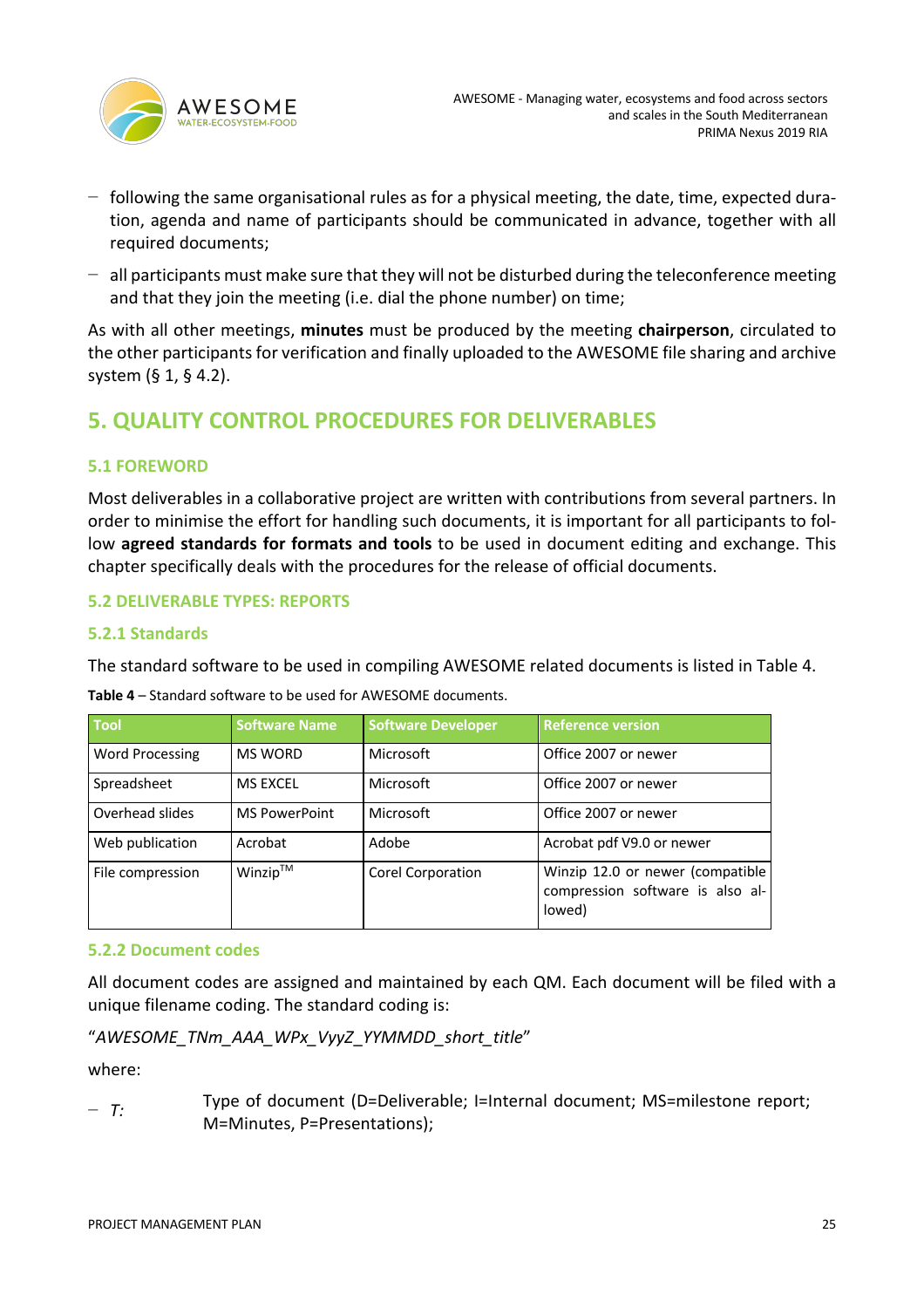- following the same organisational rules as for a physical meeting, the date, time, expected duration, agenda and name of participants should be communicated in advance, together with all required documents;
- all participants must make sure that they will not be disturbed during the teleconference meeting and that they join the meeting (i.e. dial the phone number) on time;

As with all other meetings, **minutes** must be produced by the meeting **chairperson**, circulated to the other participants for verification and finally uploaded to the AWESOME file sharing and archive system (§ 1, § 4.2).

# 5. QUALITY CONTROL PROCEDURES FOR DELIVERABLES

## 5.1 FOREWORD

Most deliverables in a collaborative project are written with contributions from several partners. In order to minimise the effort for handling such documents, it is important for all participants to follow **agreed standards for formats and tools** to be used in document editing and exchange. This chapter specifically deals with the procedures for the release of official documents.

## 5.2 DELIVERABLE TYPES: REPORTS

### 5.2.1 Standards

The standard software to be used in compiling AWESOME related documents is listed in Table 4.

**Table 4** – Standard software to be used for AWESOME documents.

| Tool | Software Name | Software Developer | Reference version |
|---|---|---|---|
| Word Processing | MS WORD | Microsoft | Office 2007 or newer |
| Spreadsheet | MS EXCEL | Microsoft | Office 2007 or newer |
| Overhead slides | MS PowerPoint | Microsoft | Office 2007 or newer |
| Web publication | Acrobat | Adobe | Acrobat pdf V9.0 or newer |
| File compression | Winzip™ | Corel Corporation | Winzip 12.0 or newer (compatible compression software is also allowed) |

### 5.2.2 Document codes

All document codes are assigned and maintained by each QM. Each document will be filed with a unique filename coding. The standard coding is:

"*AWESOME_TNm_AAA_WPx_VyyZ_YYMMDD_short_title*"

where:

- *T:* Type of document (D=Deliverable; I=Internal document; MS=milestone report; M=Minutes, P=Presentations);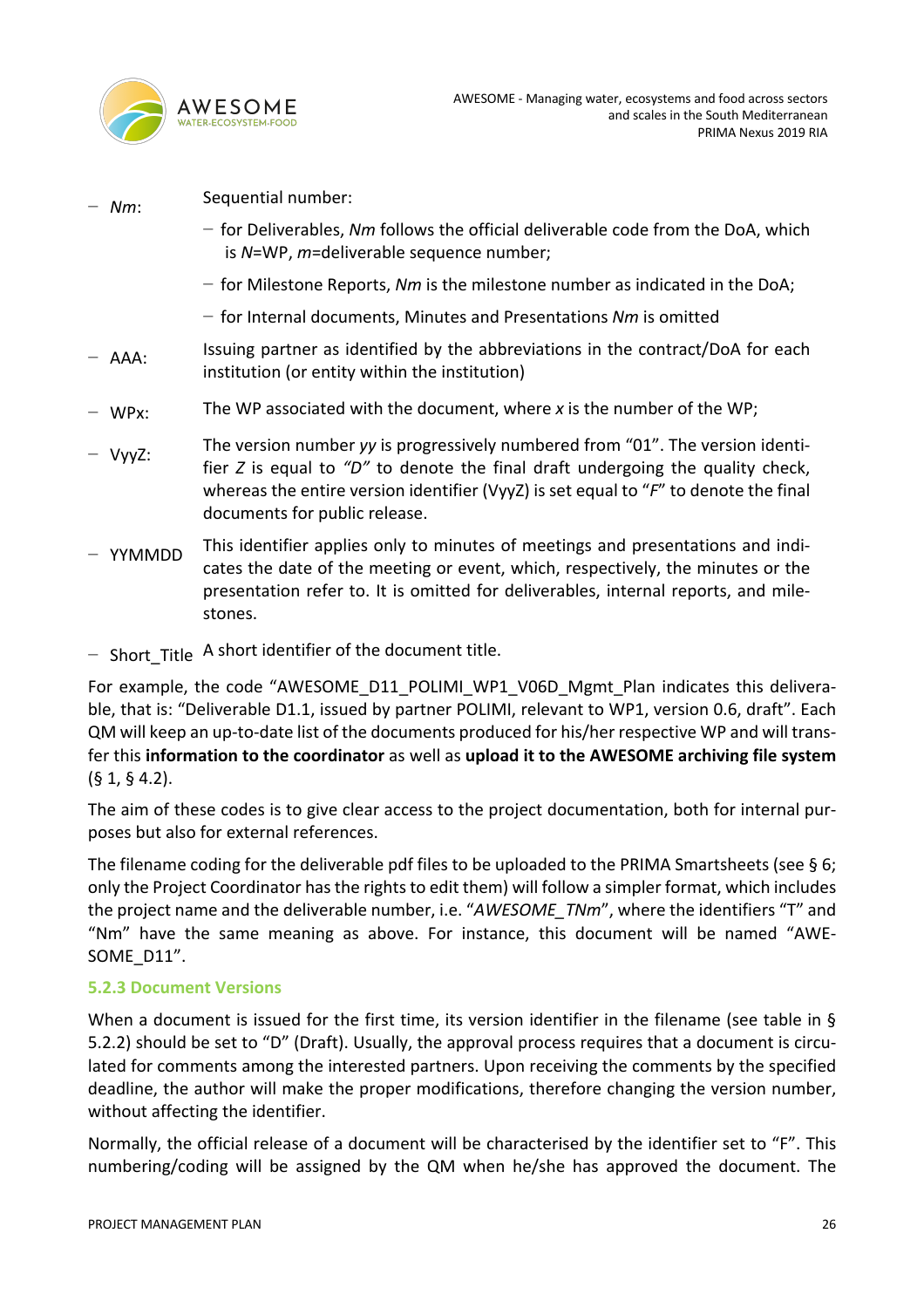- *Nm*: Sequential number:
  - for Deliverables, *Nm* follows the official deliverable code from the DoA, which is *N*=WP, *m*=deliverable sequence number;
  - for Milestone Reports, *Nm* is the milestone number as indicated in the DoA;
  - for Internal documents, Minutes and Presentations *Nm* is omitted
- AAA: Issuing partner as identified by the abbreviations in the contract/DoA for each institution (or entity within the institution)
- WPx: The WP associated with the document, where *x* is the number of the WP;
- VyyZ: The version number *yy* is progressively numbered from "01". The version identifier *Z* is equal to *"D"* to denote the final draft undergoing the quality check, whereas the entire version identifier (VyyZ) is set equal to "*F*" to denote the final documents for public release.
- YYMMDD This identifier applies only to minutes of meetings and presentations and indicates the date of the meeting or event, which, respectively, the minutes or the presentation refer to. It is omitted for deliverables, internal reports, and milestones.
- Short_Title A short identifier of the document title.

For example, the code "AWESOME_D11_POLIMI_WP1_V06D_Mgmt_Plan indicates this deliverable, that is: "Deliverable D1.1, issued by partner POLIMI, relevant to WP1, version 0.6, draft". Each QM will keep an up-to-date list of the documents produced for his/her respective WP and will transfer this **information to the coordinator** as well as **upload it to the AWESOME archiving file system** (§ 1, § 4.2).

The aim of these codes is to give clear access to the project documentation, both for internal purposes but also for external references.

The filename coding for the deliverable pdf files to be uploaded to the PRIMA Smartsheets (see § 6; only the Project Coordinator has the rights to edit them) will follow a simpler format, which includes the project name and the deliverable number, i.e. "*AWESOME_TNm*", where the identifiers "T" and "Nm" have the same meaning as above. For instance, this document will be named "AWESOME_D11".

### 5.2.3 Document Versions

When a document is issued for the first time, its version identifier in the filename (see table in § 5.2.2) should be set to "D" (Draft). Usually, the approval process requires that a document is circulated for comments among the interested partners. Upon receiving the comments by the specified deadline, the author will make the proper modifications, therefore changing the version number, without affecting the identifier.

Normally, the official release of a document will be characterised by the identifier set to "F". This numbering/coding will be assigned by the QM when he/she has approved the document. The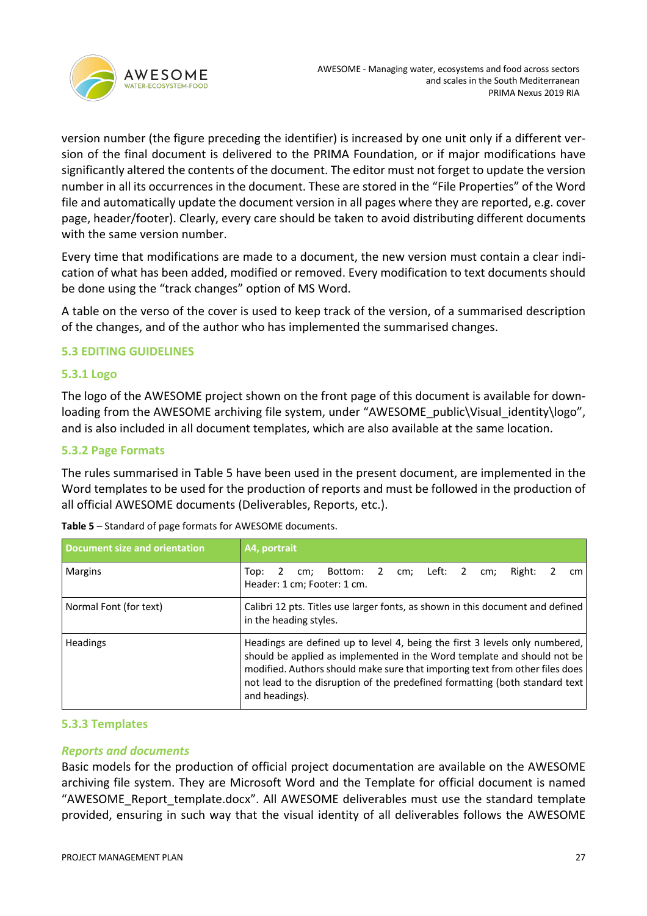version number (the figure preceding the identifier) is increased by one unit only if a different version of the final document is delivered to the PRIMA Foundation, or if major modifications have significantly altered the contents of the document. The editor must not forget to update the version number in all its occurrences in the document. These are stored in the "File Properties" of the Word file and automatically update the document version in all pages where they are reported, e.g. cover page, header/footer). Clearly, every care should be taken to avoid distributing different documents with the same version number.

Every time that modifications are made to a document, the new version must contain a clear indication of what has been added, modified or removed. Every modification to text documents should be done using the "track changes" option of MS Word.

A table on the verso of the cover is used to keep track of the version, of a summarised description of the changes, and of the author who has implemented the summarised changes.

## 5.3 EDITING GUIDELINES

### 5.3.1 Logo

The logo of the AWESOME project shown on the front page of this document is available for downloading from the AWESOME archiving file system, under "AWESOME_public\Visual_identity\logo", and is also included in all document templates, which are also available at the same location.

### 5.3.2 Page Formats

The rules summarised in Table 5 have been used in the present document, are implemented in the Word templates to be used for the production of reports and must be followed in the production of all official AWESOME documents (Deliverables, Reports, etc.).

**Table 5** – Standard of page formats for AWESOME documents.

| Document size and orientation | A4, portrait |
|---|---|
| Margins | Top: 2 cm; Bottom: 2 cm; Left: 2 cm; Right: 2 cm Header: 1 cm; Footer: 1 cm. |
| Normal Font (for text) | Calibri 12 pts. Titles use larger fonts, as shown in this document and defined in the heading styles. |
| Headings | Headings are defined up to level 4, being the first 3 levels only numbered, should be applied as implemented in the Word template and should not be modified. Authors should make sure that importing text from other files does not lead to the disruption of the predefined formatting (both standard text and headings). |

### 5.3.3 Templates

#### *Reports and documents*

Basic models for the production of official project documentation are available on the AWESOME archiving file system. They are Microsoft Word and the Template for official document is named "AWESOME_Report_template.docx". All AWESOME deliverables must use the standard template provided, ensuring in such way that the visual identity of all deliverables follows the AWESOME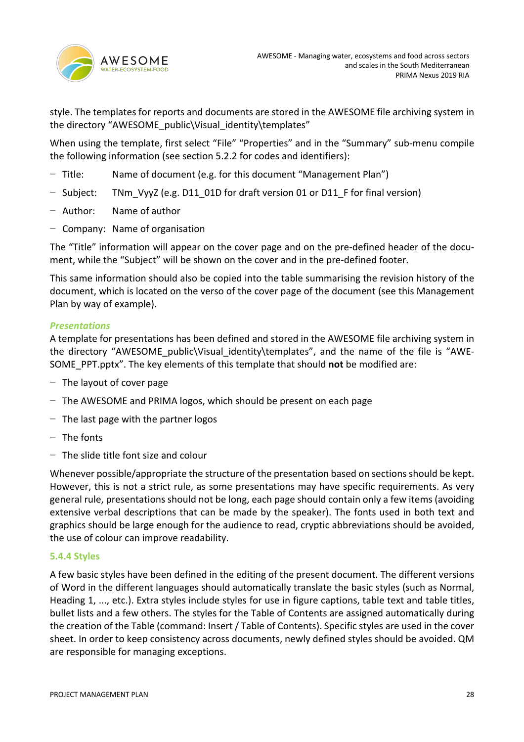style. The templates for reports and documents are stored in the AWESOME file archiving system in the directory “AWESOME_public\Visual_identity\templates”

When using the template, first select “File” “Properties” and in the “Summary” sub-menu compile the following information (see section 5.2.2 for codes and identifiers):

- Title: Name of document (e.g. for this document “Management Plan”)
- Subject: TNm_VyyZ (e.g. D11_01D for draft version 01 or D11_F for final version)
- Author: Name of author
- Company: Name of organisation

The “Title” information will appear on the cover page and on the pre-defined header of the document, while the “Subject” will be shown on the cover and in the pre-defined footer.

This same information should also be copied into the table summarising the revision history of the document, which is located on the verso of the cover page of the document (see this Management Plan by way of example).

***Presentations***

A template for presentations has been defined and stored in the AWESOME file archiving system in the directory “AWESOME_public\Visual_identity\templates”, and the name of the file is “AWESOME_PPT.pptx”. The key elements of this template that should **not** be modified are:

- The layout of cover page
- The AWESOME and PRIMA logos, which should be present on each page
- The last page with the partner logos
- The fonts
- The slide title font size and colour

Whenever possible/appropriate the structure of the presentation based on sections should be kept. However, this is not a strict rule, as some presentations may have specific requirements. As very general rule, presentations should not be long, each page should contain only a few items (avoiding extensive verbal descriptions that can be made by the speaker). The fonts used in both text and graphics should be large enough for the audience to read, cryptic abbreviations should be avoided, the use of colour can improve readability.

### 5.4.4 Styles

A few basic styles have been defined in the editing of the present document. The different versions of Word in the different languages should automatically translate the basic styles (such as Normal, Heading 1, ..., etc.). Extra styles include styles for use in figure captions, table text and table titles, bullet lists and a few others. The styles for the Table of Contents are assigned automatically during the creation of the Table (command: Insert / Table of Contents). Specific styles are used in the cover sheet. In order to keep consistency across documents, newly defined styles should be avoided. QM are responsible for managing exceptions.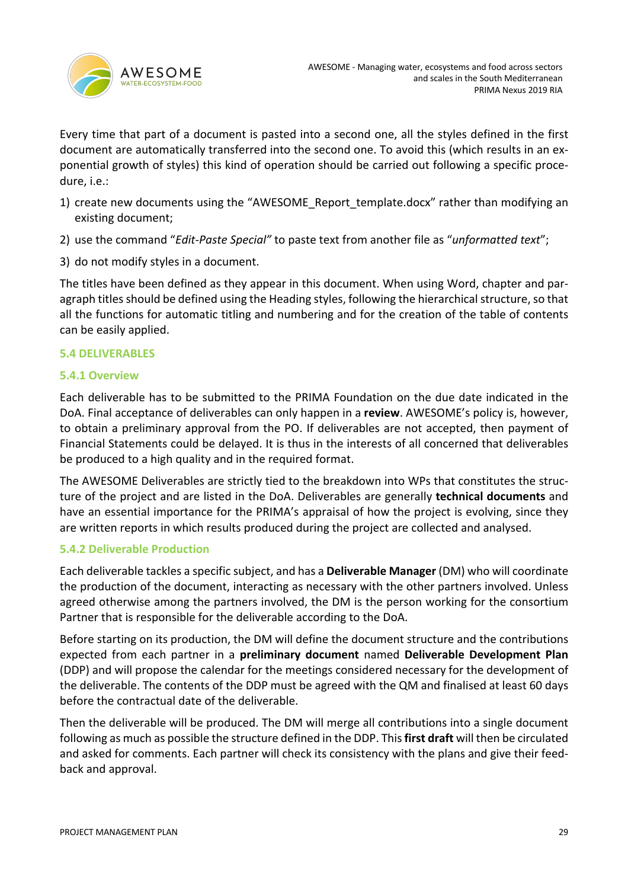Every time that part of a document is pasted into a second one, all the styles defined in the first document are automatically transferred into the second one. To avoid this (which results in an exponential growth of styles) this kind of operation should be carried out following a specific procedure, i.e.:

1) create new documents using the "AWESOME_Report_template.docx" rather than modifying an existing document;
2) use the command "*Edit-Paste Special*" to paste text from another file as "*unformatted text*";
3) do not modify styles in a document.

The titles have been defined as they appear in this document. When using Word, chapter and paragraph titles should be defined using the Heading styles, following the hierarchical structure, so that all the functions for automatic titling and numbering and for the creation of the table of contents can be easily applied.

## 5.4 DELIVERABLES

### 5.4.1 Overview

Each deliverable has to be submitted to the PRIMA Foundation on the due date indicated in the DoA. Final acceptance of deliverables can only happen in a **review**. AWESOME's policy is, however, to obtain a preliminary approval from the PO. If deliverables are not accepted, then payment of Financial Statements could be delayed. It is thus in the interests of all concerned that deliverables be produced to a high quality and in the required format.

The AWESOME Deliverables are strictly tied to the breakdown into WPs that constitutes the structure of the project and are listed in the DoA. Deliverables are generally **technical documents** and have an essential importance for the PRIMA's appraisal of how the project is evolving, since they are written reports in which results produced during the project are collected and analysed.

### 5.4.2 Deliverable Production

Each deliverable tackles a specific subject, and has a **Deliverable Manager** (DM) who will coordinate the production of the document, interacting as necessary with the other partners involved. Unless agreed otherwise among the partners involved, the DM is the person working for the consortium Partner that is responsible for the deliverable according to the DoA.

Before starting on its production, the DM will define the document structure and the contributions expected from each partner in a **preliminary document** named **Deliverable Development Plan** (DDP) and will propose the calendar for the meetings considered necessary for the development of the deliverable. The contents of the DDP must be agreed with the QM and finalised at least 60 days before the contractual date of the deliverable.

Then the deliverable will be produced. The DM will merge all contributions into a single document following as much as possible the structure defined in the DDP. This **first draft** will then be circulated and asked for comments. Each partner will check its consistency with the plans and give their feedback and approval.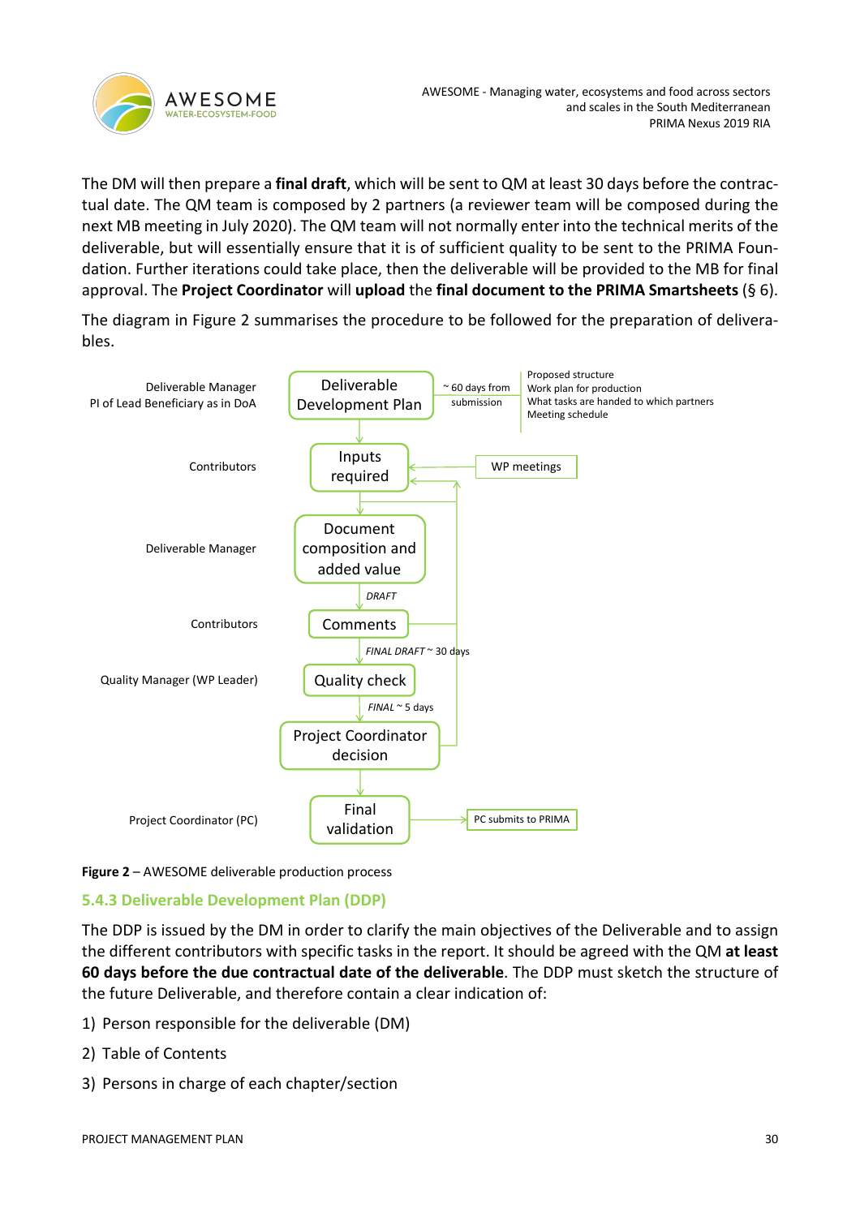The DM will then prepare a **final draft**, which will be sent to QM at least 30 days before the contractual date. The QM team is composed by 2 partners (a reviewer team will be composed during the next MB meeting in July 2020). The QM team will not normally enter into the technical merits of the deliverable, but will essentially ensure that it is of sufficient quality to be sent to the PRIMA Foundation. Further iterations could take place, then the deliverable will be provided to the MB for final approval. The **Project Coordinator** will **upload** the **final document to the PRIMA Smartsheets** (§ 6).

The diagram in Figure 2 summarises the procedure to be followed for the preparation of deliverables.

| Role | Step | Notes |
|---|---|---|
| Deliverable Manager<br>PI of Lead Beneficiary as in DoA | Deliverable Development Plan | ~ 60 days from submission: Proposed structure; Work plan for production; What tasks are handed to which partners; Meeting schedule |
| Contributors | Inputs required | WP meetings |
| Deliverable Manager | Document composition and added value | DRAFT |
| Contributors | Comments | FINAL DRAFT ~ 30 days |
| Quality Manager (WP Leader) | Quality check | FINAL ~ 5 days |
| | Project Coordinator decision | |
| Project Coordinator (PC) | Final validation | PC submits to PRIMA |

**Figure 2** – AWESOME deliverable production process

### 5.4.3 Deliverable Development Plan (DDP)

The DDP is issued by the DM in order to clarify the main objectives of the Deliverable and to assign the different contributors with specific tasks in the report. It should be agreed with the QM **at least 60 days before the due contractual date of the deliverable**. The DDP must sketch the structure of the future Deliverable, and therefore contain a clear indication of:

1) Person responsible for the deliverable (DM)
2) Table of Contents
3) Persons in charge of each chapter/section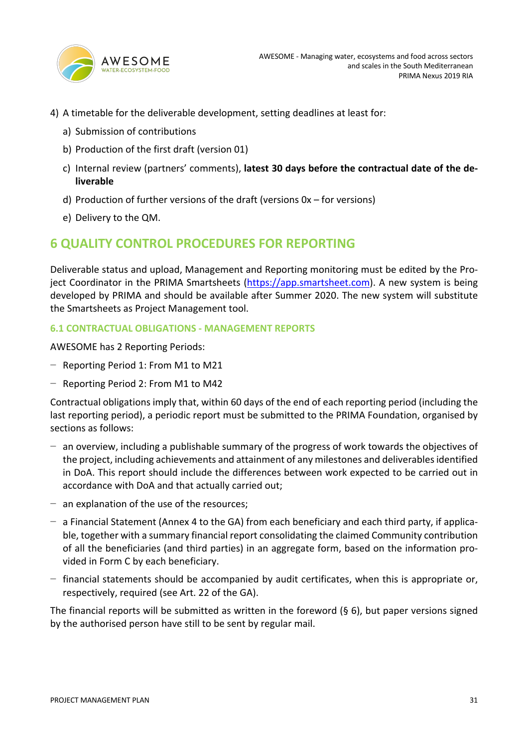4) A timetable for the deliverable development, setting deadlines at least for:
   a) Submission of contributions
   b) Production of the first draft (version 01)
   c) Internal review (partners' comments), **latest 30 days before the contractual date of the deliverable**
   d) Production of further versions of the draft (versions 0x – for versions)
   e) Delivery to the QM.

# 6 QUALITY CONTROL PROCEDURES FOR REPORTING

Deliverable status and upload, Management and Reporting monitoring must be edited by the Project Coordinator in the PRIMA Smartsheets (https://app.smartsheet.com). A new system is being developed by PRIMA and should be available after Summer 2020. The new system will substitute the Smartsheets as Project Management tool.

## 6.1 CONTRACTUAL OBLIGATIONS - MANAGEMENT REPORTS

AWESOME has 2 Reporting Periods:

- Reporting Period 1: From M1 to M21
- Reporting Period 2: From M1 to M42

Contractual obligations imply that, within 60 days of the end of each reporting period (including the last reporting period), a periodic report must be submitted to the PRIMA Foundation, organised by sections as follows:

- an overview, including a publishable summary of the progress of work towards the objectives of the project, including achievements and attainment of any milestones and deliverables identified in DoA. This report should include the differences between work expected to be carried out in accordance with DoA and that actually carried out;
- an explanation of the use of the resources;
- a Financial Statement (Annex 4 to the GA) from each beneficiary and each third party, if applicable, together with a summary financial report consolidating the claimed Community contribution of all the beneficiaries (and third parties) in an aggregate form, based on the information provided in Form C by each beneficiary.
- financial statements should be accompanied by audit certificates, when this is appropriate or, respectively, required (see Art. 22 of the GA).

The financial reports will be submitted as written in the foreword (§ 6), but paper versions signed by the authorised person have still to be sent by regular mail.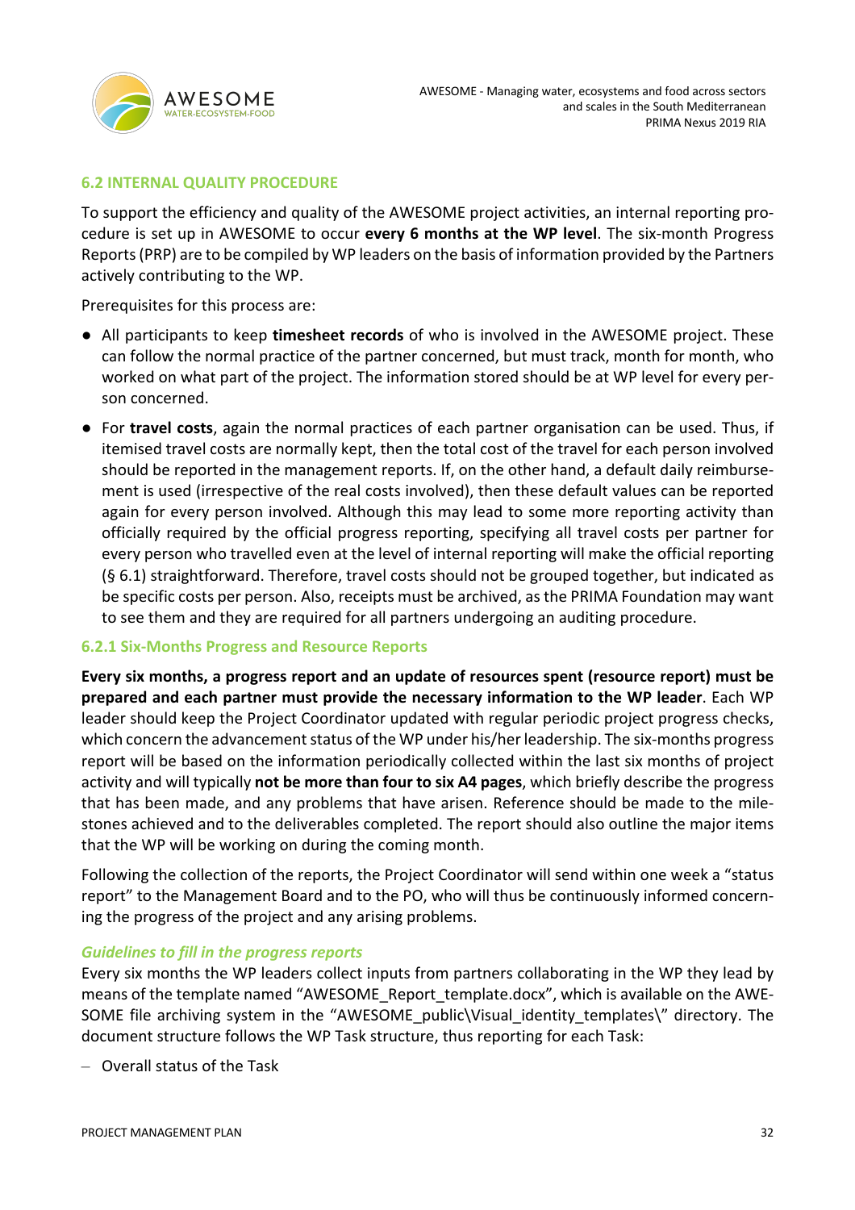## 6.2 INTERNAL QUALITY PROCEDURE

To support the efficiency and quality of the AWESOME project activities, an internal reporting procedure is set up in AWESOME to occur **every 6 months at the WP level**. The six-month Progress Reports (PRP) are to be compiled by WP leaders on the basis of information provided by the Partners actively contributing to the WP.

Prerequisites for this process are:

- All participants to keep **timesheet records** of who is involved in the AWESOME project. These can follow the normal practice of the partner concerned, but must track, month for month, who worked on what part of the project. The information stored should be at WP level for every person concerned.
- For **travel costs**, again the normal practices of each partner organisation can be used. Thus, if itemised travel costs are normally kept, then the total cost of the travel for each person involved should be reported in the management reports. If, on the other hand, a default daily reimbursement is used (irrespective of the real costs involved), then these default values can be reported again for every person involved. Although this may lead to some more reporting activity than officially required by the official progress reporting, specifying all travel costs per partner for every person who travelled even at the level of internal reporting will make the official reporting (§ 6.1) straightforward. Therefore, travel costs should not be grouped together, but indicated as be specific costs per person. Also, receipts must be archived, as the PRIMA Foundation may want to see them and they are required for all partners undergoing an auditing procedure.

### 6.2.1 Six-Months Progress and Resource Reports

**Every six months, a progress report and an update of resources spent (resource report) must be prepared and each partner must provide the necessary information to the WP leader**. Each WP leader should keep the Project Coordinator updated with regular periodic project progress checks, which concern the advancement status of the WP under his/her leadership. The six-months progress report will be based on the information periodically collected within the last six months of project activity and will typically **not be more than four to six A4 pages**, which briefly describe the progress that has been made, and any problems that have arisen. Reference should be made to the milestones achieved and to the deliverables completed. The report should also outline the major items that the WP will be working on during the coming month.

Following the collection of the reports, the Project Coordinator will send within one week a "status report" to the Management Board and to the PO, who will thus be continuously informed concerning the progress of the project and any arising problems.

#### *Guidelines to fill in the progress reports*

Every six months the WP leaders collect inputs from partners collaborating in the WP they lead by means of the template named "AWESOME_Report_template.docx", which is available on the AWESOME file archiving system in the "AWESOME_public\Visual_identity_templates\" directory. The document structure follows the WP Task structure, thus reporting for each Task:

- Overall status of the Task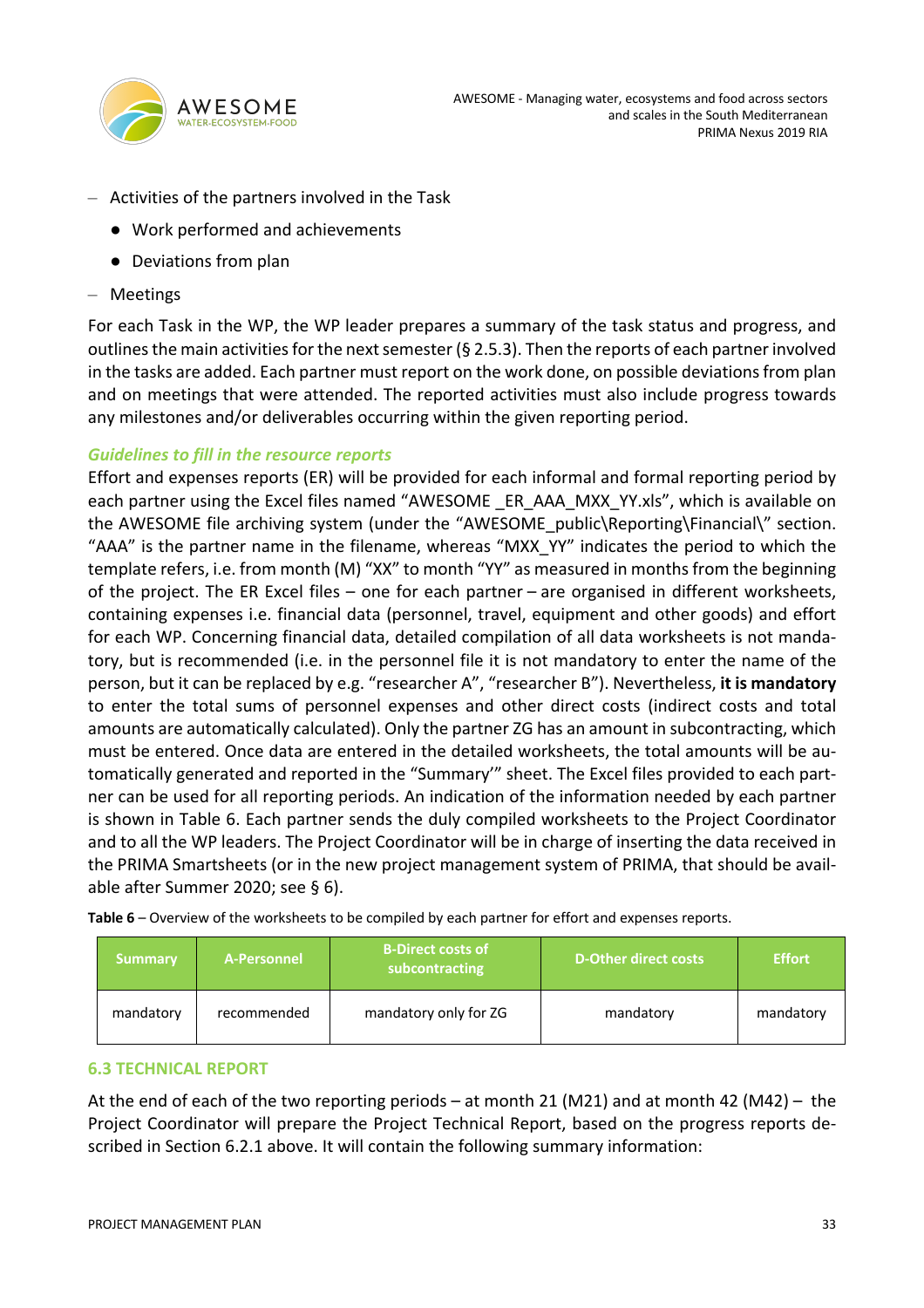- Activities of the partners involved in the Task
  - Work performed and achievements
  - Deviations from plan
- Meetings

For each Task in the WP, the WP leader prepares a summary of the task status and progress, and outlines the main activities for the next semester (§ 2.5.3). Then the reports of each partner involved in the tasks are added. Each partner must report on the work done, on possible deviations from plan and on meetings that were attended. The reported activities must also include progress towards any milestones and/or deliverables occurring within the given reporting period.

***Guidelines to fill in the resource reports***

Effort and expenses reports (ER) will be provided for each informal and formal reporting period by each partner using the Excel files named "AWESOME _ER_AAA_MXX_YY.xls", which is available on the AWESOME file archiving system (under the "AWESOME_public\Reporting\Financial\" section. "AAA" is the partner name in the filename, whereas "MXX_YY" indicates the period to which the template refers, i.e. from month (M) "XX" to month "YY" as measured in months from the beginning of the project. The ER Excel files – one for each partner – are organised in different worksheets, containing expenses i.e. financial data (personnel, travel, equipment and other goods) and effort for each WP. Concerning financial data, detailed compilation of all data worksheets is not mandatory, but is recommended (i.e. in the personnel file it is not mandatory to enter the name of the person, but it can be replaced by e.g. "researcher A", "researcher B"). Nevertheless, **it is mandatory** to enter the total sums of personnel expenses and other direct costs (indirect costs and total amounts are automatically calculated). Only the partner ZG has an amount in subcontracting, which must be entered. Once data are entered in the detailed worksheets, the total amounts will be automatically generated and reported in the "Summary'" sheet. The Excel files provided to each partner can be used for all reporting periods. An indication of the information needed by each partner is shown in Table 6. Each partner sends the duly compiled worksheets to the Project Coordinator and to all the WP leaders. The Project Coordinator will be in charge of inserting the data received in the PRIMA Smartsheets (or in the new project management system of PRIMA, that should be available after Summer 2020; see § 6).

**Table 6** – Overview of the worksheets to be compiled by each partner for effort and expenses reports.

| Summary | A-Personnel | B-Direct costs of subcontracting | D-Other direct costs | Effort |
|---|---|---|---|---|
| mandatory | recommended | mandatory only for ZG | mandatory | mandatory |

## 6.3 TECHNICAL REPORT

At the end of each of the two reporting periods – at month 21 (M21) and at month 42 (M42) – the Project Coordinator will prepare the Project Technical Report, based on the progress reports described in Section 6.2.1 above. It will contain the following summary information: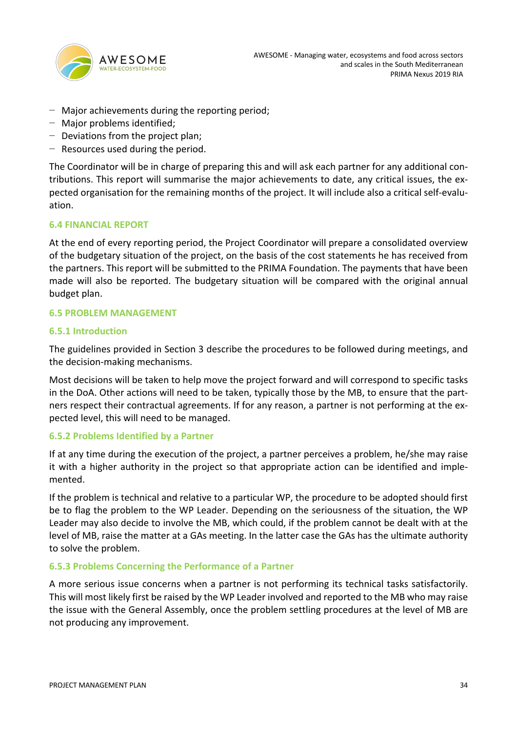- Major achievements during the reporting period;
- Major problems identified;
- Deviations from the project plan;
- Resources used during the period.

The Coordinator will be in charge of preparing this and will ask each partner for any additional contributions. This report will summarise the major achievements to date, any critical issues, the expected organisation for the remaining months of the project. It will include also a critical self-evaluation.

### 6.4 FINANCIAL REPORT

At the end of every reporting period, the Project Coordinator will prepare a consolidated overview of the budgetary situation of the project, on the basis of the cost statements he has received from the partners. This report will be submitted to the PRIMA Foundation. The payments that have been made will also be reported. The budgetary situation will be compared with the original annual budget plan.

### 6.5 PROBLEM MANAGEMENT

#### 6.5.1 Introduction

The guidelines provided in Section 3 describe the procedures to be followed during meetings, and the decision-making mechanisms.

Most decisions will be taken to help move the project forward and will correspond to specific tasks in the DoA. Other actions will need to be taken, typically those by the MB, to ensure that the partners respect their contractual agreements. If for any reason, a partner is not performing at the expected level, this will need to be managed.

#### 6.5.2 Problems Identified by a Partner

If at any time during the execution of the project, a partner perceives a problem, he/she may raise it with a higher authority in the project so that appropriate action can be identified and implemented.

If the problem is technical and relative to a particular WP, the procedure to be adopted should first be to flag the problem to the WP Leader. Depending on the seriousness of the situation, the WP Leader may also decide to involve the MB, which could, if the problem cannot be dealt with at the level of MB, raise the matter at a GAs meeting. In the latter case the GAs has the ultimate authority to solve the problem.

#### 6.5.3 Problems Concerning the Performance of a Partner

A more serious issue concerns when a partner is not performing its technical tasks satisfactorily. This will most likely first be raised by the WP Leader involved and reported to the MB who may raise the issue with the General Assembly, once the problem settling procedures at the level of MB are not producing any improvement.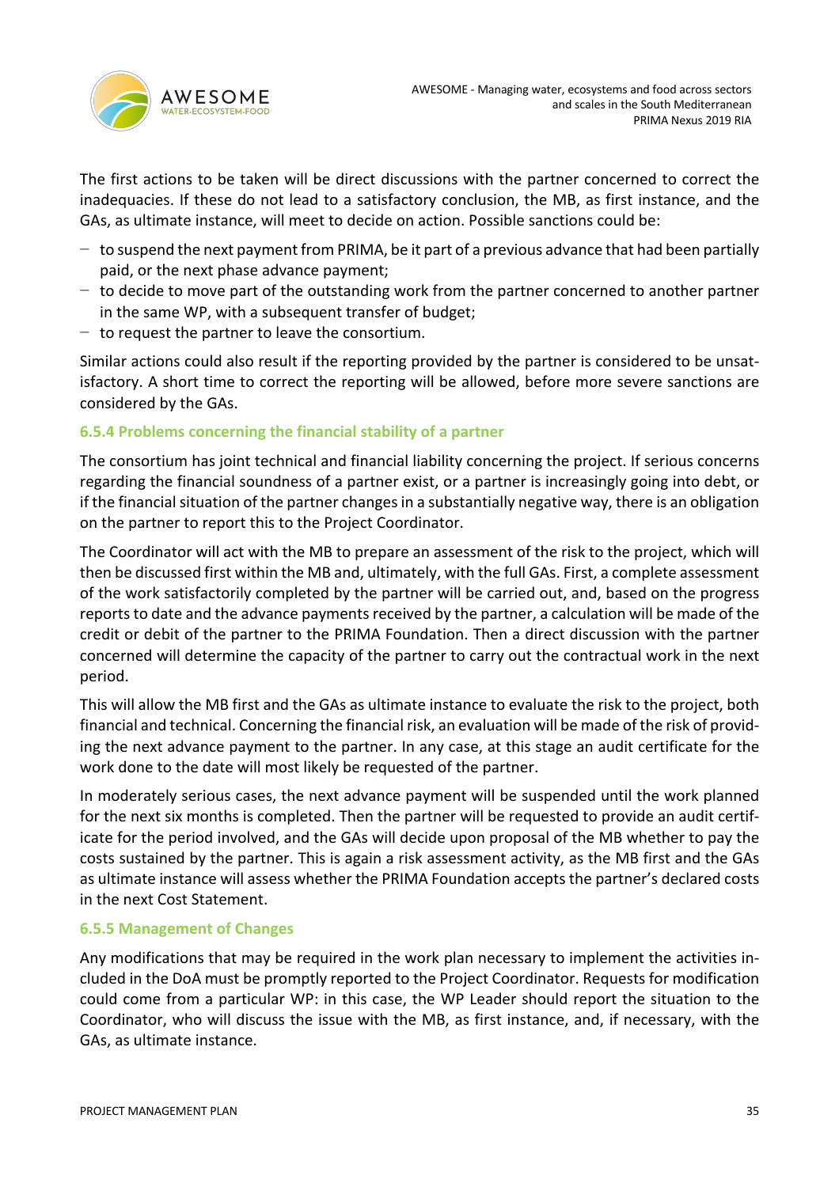The first actions to be taken will be direct discussions with the partner concerned to correct the inadequacies. If these do not lead to a satisfactory conclusion, the MB, as first instance, and the GAs, as ultimate instance, will meet to decide on action. Possible sanctions could be:

- to suspend the next payment from PRIMA, be it part of a previous advance that had been partially paid, or the next phase advance payment;
- to decide to move part of the outstanding work from the partner concerned to another partner in the same WP, with a subsequent transfer of budget;
- to request the partner to leave the consortium.

Similar actions could also result if the reporting provided by the partner is considered to be unsatisfactory. A short time to correct the reporting will be allowed, before more severe sanctions are considered by the GAs.

### 6.5.4 Problems concerning the financial stability of a partner

The consortium has joint technical and financial liability concerning the project. If serious concerns regarding the financial soundness of a partner exist, or a partner is increasingly going into debt, or if the financial situation of the partner changes in a substantially negative way, there is an obligation on the partner to report this to the Project Coordinator.

The Coordinator will act with the MB to prepare an assessment of the risk to the project, which will then be discussed first within the MB and, ultimately, with the full GAs. First, a complete assessment of the work satisfactorily completed by the partner will be carried out, and, based on the progress reports to date and the advance payments received by the partner, a calculation will be made of the credit or debit of the partner to the PRIMA Foundation. Then a direct discussion with the partner concerned will determine the capacity of the partner to carry out the contractual work in the next period.

This will allow the MB first and the GAs as ultimate instance to evaluate the risk to the project, both financial and technical. Concerning the financial risk, an evaluation will be made of the risk of providing the next advance payment to the partner. In any case, at this stage an audit certificate for the work done to the date will most likely be requested of the partner.

In moderately serious cases, the next advance payment will be suspended until the work planned for the next six months is completed. Then the partner will be requested to provide an audit certificate for the period involved, and the GAs will decide upon proposal of the MB whether to pay the costs sustained by the partner. This is again a risk assessment activity, as the MB first and the GAs as ultimate instance will assess whether the PRIMA Foundation accepts the partner's declared costs in the next Cost Statement.

### 6.5.5 Management of Changes

Any modifications that may be required in the work plan necessary to implement the activities included in the DoA must be promptly reported to the Project Coordinator. Requests for modification could come from a particular WP: in this case, the WP Leader should report the situation to the Coordinator, who will discuss the issue with the MB, as first instance, and, if necessary, with the GAs, as ultimate instance.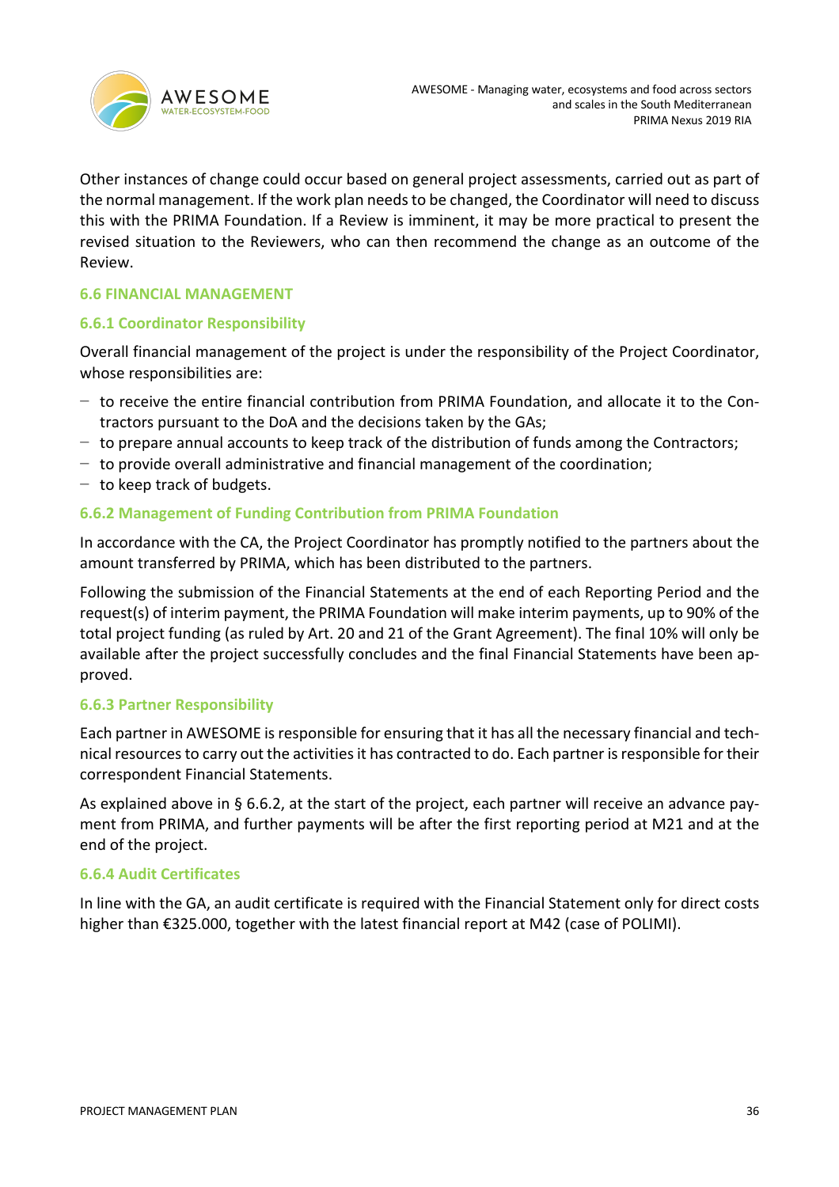Other instances of change could occur based on general project assessments, carried out as part of the normal management. If the work plan needs to be changed, the Coordinator will need to discuss this with the PRIMA Foundation. If a Review is imminent, it may be more practical to present the revised situation to the Reviewers, who can then recommend the change as an outcome of the Review.

## 6.6 FINANCIAL MANAGEMENT

### 6.6.1 Coordinator Responsibility

Overall financial management of the project is under the responsibility of the Project Coordinator, whose responsibilities are:

- to receive the entire financial contribution from PRIMA Foundation, and allocate it to the Contractors pursuant to the DoA and the decisions taken by the GAs;
- to prepare annual accounts to keep track of the distribution of funds among the Contractors;
- to provide overall administrative and financial management of the coordination;
- to keep track of budgets.

### 6.6.2 Management of Funding Contribution from PRIMA Foundation

In accordance with the CA, the Project Coordinator has promptly notified to the partners about the amount transferred by PRIMA, which has been distributed to the partners.

Following the submission of the Financial Statements at the end of each Reporting Period and the request(s) of interim payment, the PRIMA Foundation will make interim payments, up to 90% of the total project funding (as ruled by Art. 20 and 21 of the Grant Agreement). The final 10% will only be available after the project successfully concludes and the final Financial Statements have been approved.

### 6.6.3 Partner Responsibility

Each partner in AWESOME is responsible for ensuring that it has all the necessary financial and technical resources to carry out the activities it has contracted to do. Each partner is responsible for their correspondent Financial Statements.

As explained above in § 6.6.2, at the start of the project, each partner will receive an advance payment from PRIMA, and further payments will be after the first reporting period at M21 and at the end of the project.

### 6.6.4 Audit Certificates

In line with the GA, an audit certificate is required with the Financial Statement only for direct costs higher than €325.000, together with the latest financial report at M42 (case of POLIMI).